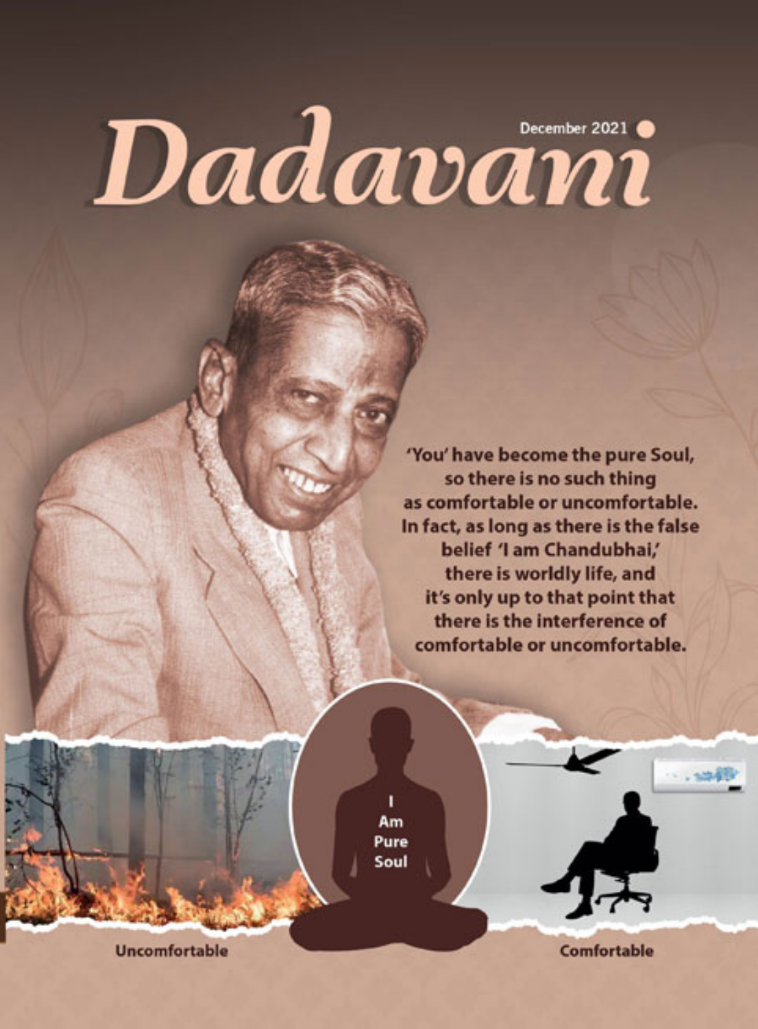# Dadavani

December 2021

'You' have become the pure Soul, so there is no such thing as comfortable or uncomfortable. In fact, as long as there is the false belief 'I am Chandubhai,' there is worldly life, and it's only up to that point that there is the interference of comfortable or uncomfortable.

I Am Pure Soul

Uncomfortable

Comfortable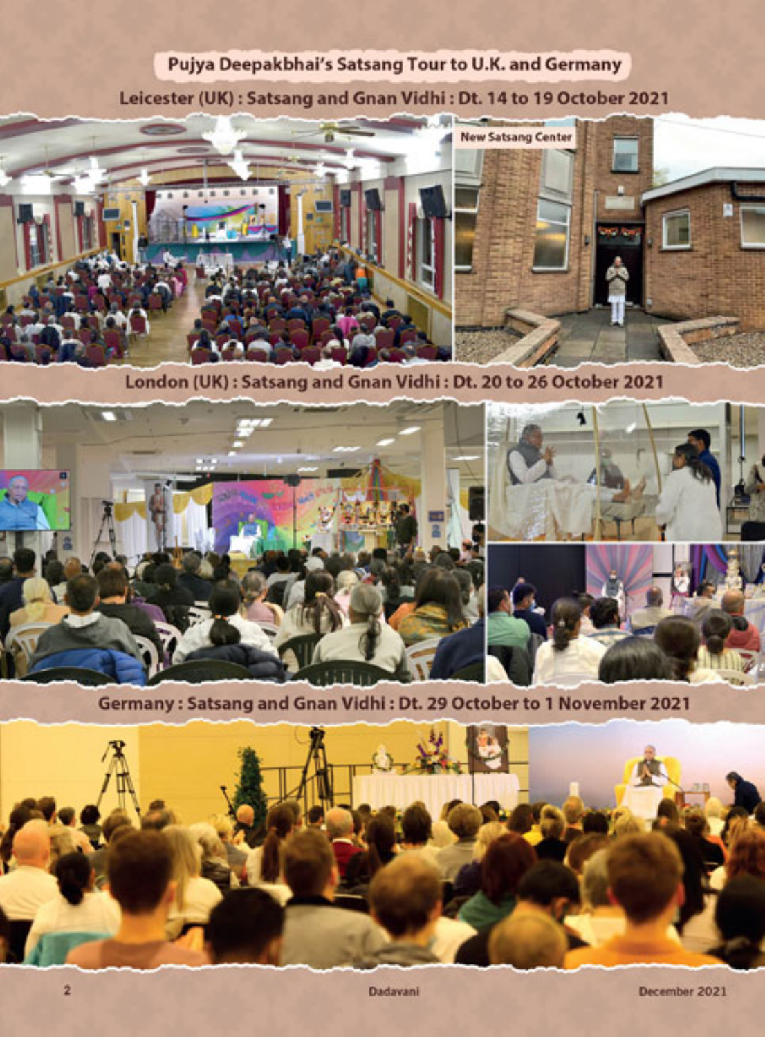# Pujya Deepakbhai's Satsang Tour to U.K. and Germany

## Leicester (UK) : Satsang and Gnan Vidhi : Dt. 14 to 19 October 2021

New Satsang Center

## London (UK) : Satsang and Gnan Vidhi : Dt. 20 to 26 October 2021

## Germany : Satsang and Gnan Vidhi : Dt. 29 October to 1 November 2021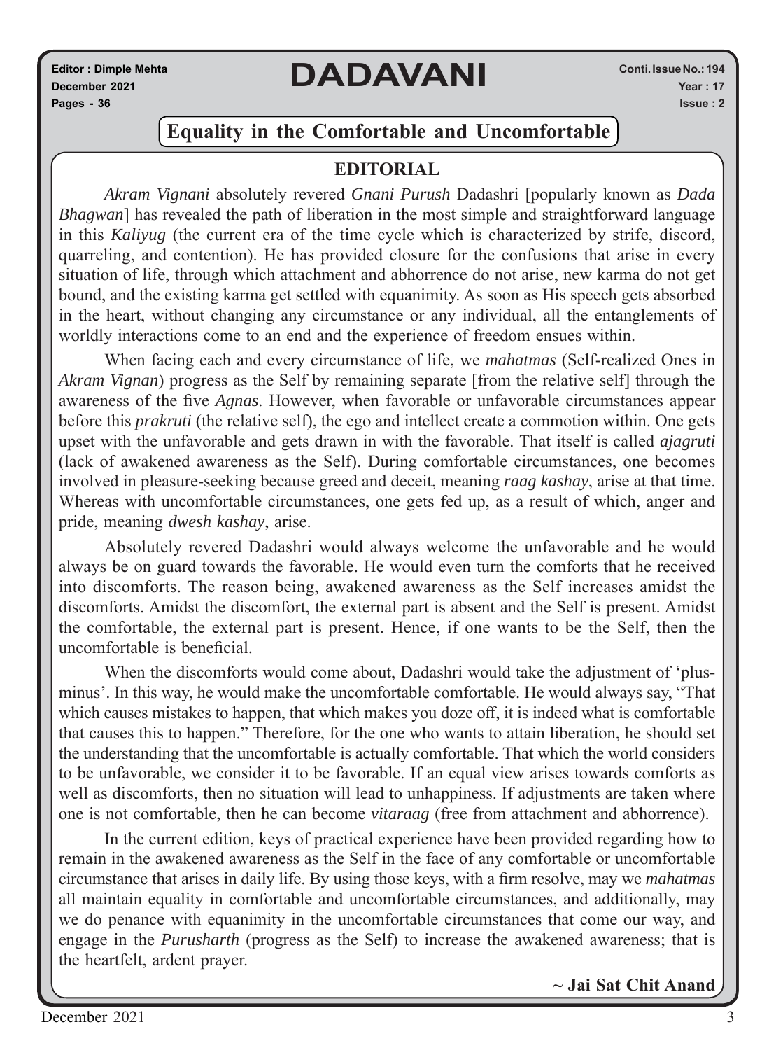# DADAVANI

Editor : Dimple Mehta
December 2021
Pages - 36

Conti. Issue No.: 194
Year : 17
Issue : 2

## Equality in the Comfortable and Uncomfortable

### EDITORIAL

*Akram Vignani* absolutely revered *Gnani Purush* Dadashri [popularly known as *Dada Bhagwan*] has revealed the path of liberation in the most simple and straightforward language in this *Kaliyug* (the current era of the time cycle which is characterized by strife, discord, quarreling, and contention). He has provided closure for the confusions that arise in every situation of life, through which attachment and abhorrence do not arise, new karma do not get bound, and the existing karma get settled with equanimity. As soon as His speech gets absorbed in the heart, without changing any circumstance or any individual, all the entanglements of worldly interactions come to an end and the experience of freedom ensues within.

When facing each and every circumstance of life, we *mahatmas* (Self-realized Ones in *Akram Vignan*) progress as the Self by remaining separate [from the relative self] through the awareness of the five *Agnas*. However, when favorable or unfavorable circumstances appear before this *prakruti* (the relative self), the ego and intellect create a commotion within. One gets upset with the unfavorable and gets drawn in with the favorable. That itself is called *ajagruti* (lack of awakened awareness as the Self). During comfortable circumstances, one becomes involved in pleasure-seeking because greed and deceit, meaning *raag kashay*, arise at that time. Whereas with uncomfortable circumstances, one gets fed up, as a result of which, anger and pride, meaning *dwesh kashay*, arise.

Absolutely revered Dadashri would always welcome the unfavorable and he would always be on guard towards the favorable. He would even turn the comforts that he received into discomforts. The reason being, awakened awareness as the Self increases amidst the discomforts. Amidst the discomfort, the external part is absent and the Self is present. Amidst the comfortable, the external part is present. Hence, if one wants to be the Self, then the uncomfortable is beneficial.

When the discomforts would come about, Dadashri would take the adjustment of 'plus-minus'. In this way, he would make the uncomfortable comfortable. He would always say, "That which causes mistakes to happen, that which makes you doze off, it is indeed what is comfortable that causes this to happen." Therefore, for the one who wants to attain liberation, he should set the understanding that the uncomfortable is actually comfortable. That which the world considers to be unfavorable, we consider it to be favorable. If an equal view arises towards comforts as well as discomforts, then no situation will lead to unhappiness. If adjustments are taken where one is not comfortable, then he can become *vitaraag* (free from attachment and abhorrence).

In the current edition, keys of practical experience have been provided regarding how to remain in the awakened awareness as the Self in the face of any comfortable or uncomfortable circumstance that arises in daily life. By using those keys, with a firm resolve, may we *mahatmas* all maintain equality in comfortable and uncomfortable circumstances, and additionally, may we do penance with equanimity in the uncomfortable circumstances that come our way, and engage in the *Purusharth* (progress as the Self) to increase the awakened awareness; that is the heartfelt, ardent prayer.

**~ Jai Sat Chit Anand**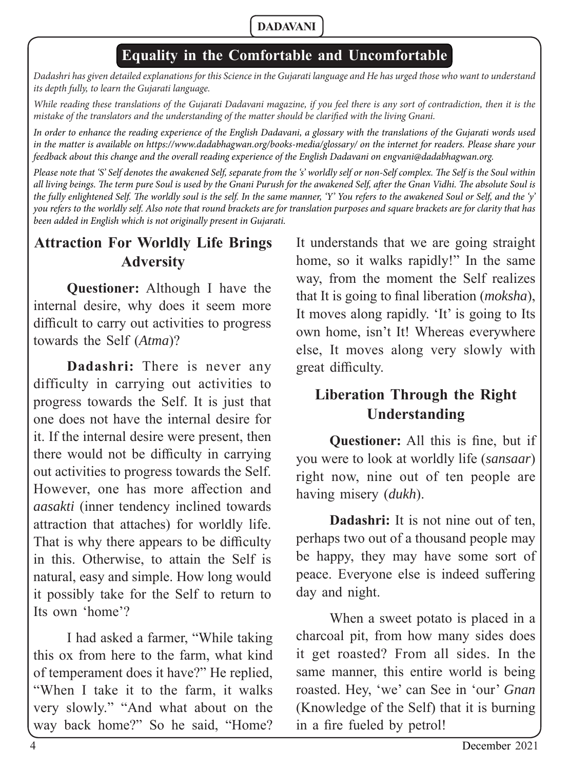# Equality in the Comfortable and Uncomfortable

*Dadashri has given detailed explanations for this Science in the Gujarati language and He has urged those who want to understand its depth fully, to learn the Gujarati language.*

*While reading these translations of the Gujarati Dadavani magazine, if you feel there is any sort of contradiction, then it is the mistake of the translators and the understanding of the matter should be clarified with the living Gnani.*

*In order to enhance the reading experience of the English Dadavani, a glossary with the translations of the Gujarati words used in the matter is available on https://www.dadabhagwan.org/books-media/glossary/ on the internet for readers. Please share your feedback about this change and the overall reading experience of the English Dadavani on engvani@dadabhagwan.org.*

*Please note that 'S' Self denotes the awakened Self, separate from the 's' worldly self or non-Self complex. The Self is the Soul within all living beings. The term pure Soul is used by the Gnani Purush for the awakened Self, after the Gnan Vidhi. The absolute Soul is the fully enlightened Self. The worldly soul is the self. In the same manner, 'Y' You refers to the awakened Soul or Self, and the 'y' you refers to the worldly self. Also note that round brackets are for translation purposes and square brackets are for clarity that has been added in English which is not originally present in Gujarati.*

## Attraction For Worldly Life Brings Adversity

**Questioner:** Although I have the internal desire, why does it seem more difficult to carry out activities to progress towards the Self (*Atma*)?

**Dadashri:** There is never any difficulty in carrying out activities to progress towards the Self. It is just that one does not have the internal desire for it. If the internal desire were present, then there would not be difficulty in carrying out activities to progress towards the Self. However, one has more affection and *aasakti* (inner tendency inclined towards attraction that attaches) for worldly life. That is why there appears to be difficulty in this. Otherwise, to attain the Self is natural, easy and simple. How long would it possibly take for the Self to return to Its own 'home'?

I had asked a farmer, "While taking this ox from here to the farm, what kind of temperament does it have?" He replied, "When I take it to the farm, it walks very slowly." "And what about on the way back home?" So he said, "Home? It understands that we are going straight home, so it walks rapidly!" In the same way, from the moment the Self realizes that It is going to final liberation (*moksha*), It moves along rapidly. 'It' is going to Its own home, isn't It! Whereas everywhere else, It moves along very slowly with great difficulty.

## Liberation Through the Right Understanding

**Questioner:** All this is fine, but if you were to look at worldly life (*sansaar*) right now, nine out of ten people are having misery (*dukh*).

**Dadashri:** It is not nine out of ten, perhaps two out of a thousand people may be happy, they may have some sort of peace. Everyone else is indeed suffering day and night.

When a sweet potato is placed in a charcoal pit, from how many sides does it get roasted? From all sides. In the same manner, this entire world is being roasted. Hey, 'we' can See in 'our' *Gnan* (Knowledge of the Self) that it is burning in a fire fueled by petrol!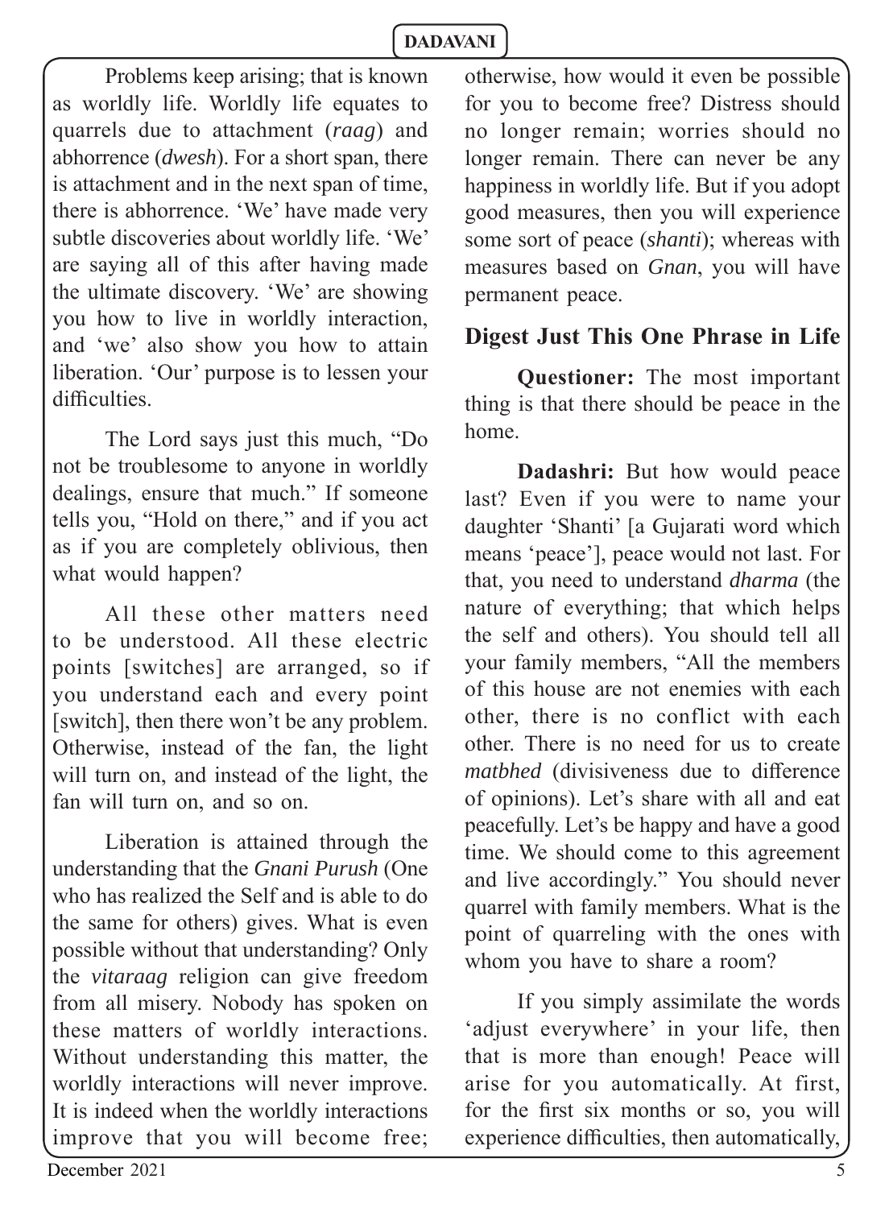Problems keep arising; that is known as worldly life. Worldly life equates to quarrels due to attachment (*raag*) and abhorrence (*dwesh*). For a short span, there is attachment and in the next span of time, there is abhorrence. 'We' have made very subtle discoveries about worldly life. 'We' are saying all of this after having made the ultimate discovery. 'We' are showing you how to live in worldly interaction, and 'we' also show you how to attain liberation. 'Our' purpose is to lessen your difficulties.

The Lord says just this much, "Do not be troublesome to anyone in worldly dealings, ensure that much." If someone tells you, "Hold on there," and if you act as if you are completely oblivious, then what would happen?

All these other matters need to be understood. All these electric points [switches] are arranged, so if you understand each and every point [switch], then there won't be any problem. Otherwise, instead of the fan, the light will turn on, and instead of the light, the fan will turn on, and so on.

Liberation is attained through the understanding that the *Gnani Purush* (One who has realized the Self and is able to do the same for others) gives. What is even possible without that understanding? Only the *vitaraag* religion can give freedom from all misery. Nobody has spoken on these matters of worldly interactions. Without understanding this matter, the worldly interactions will never improve. It is indeed when the worldly interactions improve that you will become free; otherwise, how would it even be possible for you to become free? Distress should no longer remain; worries should no longer remain. There can never be any happiness in worldly life. But if you adopt good measures, then you will experience some sort of peace (*shanti*); whereas with measures based on *Gnan*, you will have permanent peace.

## Digest Just This One Phrase in Life

**Questioner:** The most important thing is that there should be peace in the home.

**Dadashri:** But how would peace last? Even if you were to name your daughter 'Shanti' [a Gujarati word which means 'peace'], peace would not last. For that, you need to understand *dharma* (the nature of everything; that which helps the self and others). You should tell all your family members, "All the members of this house are not enemies with each other, there is no conflict with each other. There is no need for us to create *matbhed* (divisiveness due to difference of opinions). Let's share with all and eat peacefully. Let's be happy and have a good time. We should come to this agreement and live accordingly." You should never quarrel with family members. What is the point of quarreling with the ones with whom you have to share a room?

If you simply assimilate the words 'adjust everywhere' in your life, then that is more than enough! Peace will arise for you automatically. At first, for the first six months or so, you will experience difficulties, then automatically,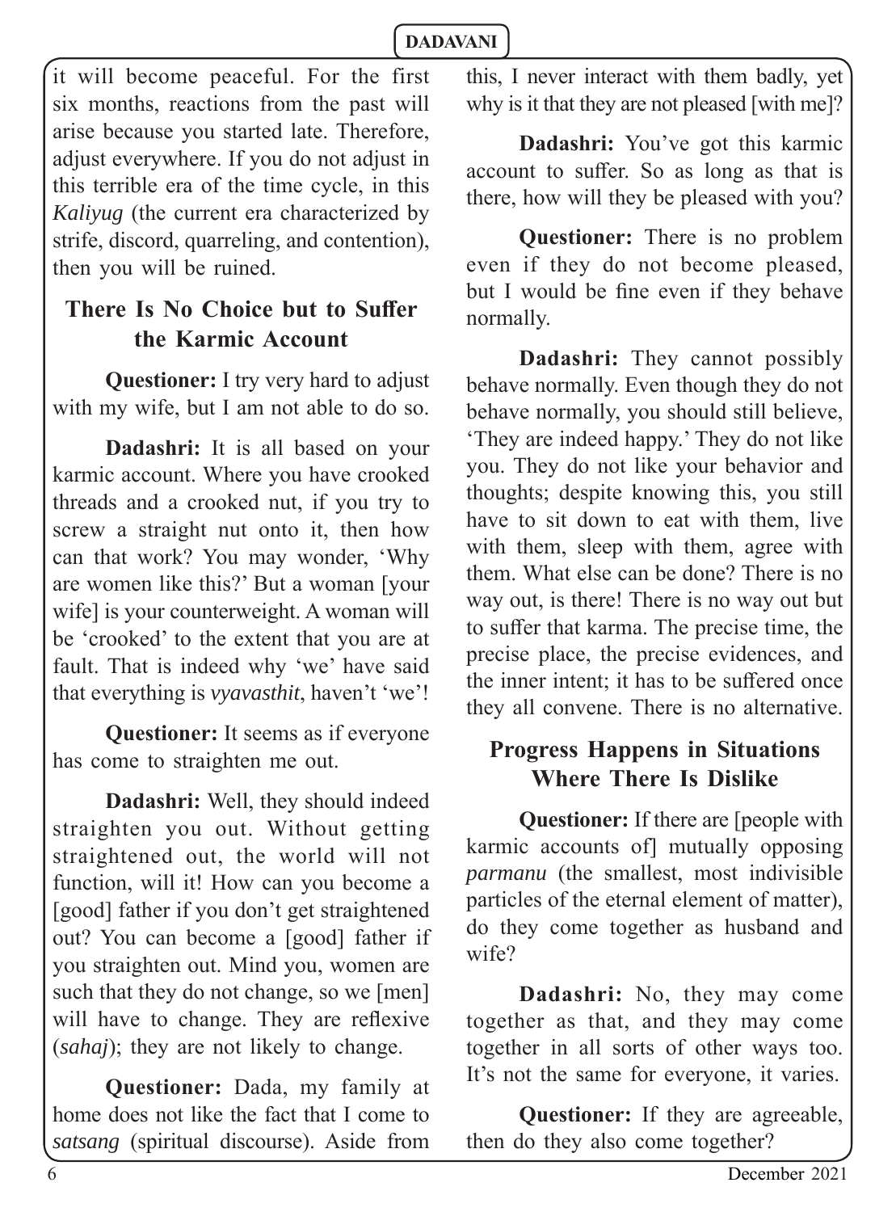it will become peaceful. For the first six months, reactions from the past will arise because you started late. Therefore, adjust everywhere. If you do not adjust in this terrible era of the time cycle, in this *Kaliyug* (the current era characterized by strife, discord, quarreling, and contention), then you will be ruined.

## There Is No Choice but to Suffer the Karmic Account

**Questioner:** I try very hard to adjust with my wife, but I am not able to do so.

**Dadashri:** It is all based on your karmic account. Where you have crooked threads and a crooked nut, if you try to screw a straight nut onto it, then how can that work? You may wonder, 'Why are women like this?' But a woman [your wife] is your counterweight. A woman will be 'crooked' to the extent that you are at fault. That is indeed why 'we' have said that everything is *vyavasthit*, haven't 'we'!

**Questioner:** It seems as if everyone has come to straighten me out.

**Dadashri:** Well, they should indeed straighten you out. Without getting straightened out, the world will not function, will it! How can you become a [good] father if you don't get straightened out? You can become a [good] father if you straighten out. Mind you, women are such that they do not change, so we [men] will have to change. They are reflexive (*sahaj*); they are not likely to change.

**Questioner:** Dada, my family at home does not like the fact that I come to *satsang* (spiritual discourse). Aside from this, I never interact with them badly, yet why is it that they are not pleased [with me]?

**Dadashri:** You've got this karmic account to suffer. So as long as that is there, how will they be pleased with you?

**Questioner:** There is no problem even if they do not become pleased, but I would be fine even if they behave normally.

**Dadashri:** They cannot possibly behave normally. Even though they do not behave normally, you should still believe, 'They are indeed happy.' They do not like you. They do not like your behavior and thoughts; despite knowing this, you still have to sit down to eat with them, live with them, sleep with them, agree with them. What else can be done? There is no way out, is there! There is no way out but to suffer that karma. The precise time, the precise place, the precise evidences, and the inner intent; it has to be suffered once they all convene. There is no alternative.

## Progress Happens in Situations Where There Is Dislike

**Questioner:** If there are [people with karmic accounts of] mutually opposing *parmanu* (the smallest, most indivisible particles of the eternal element of matter), do they come together as husband and wife?

**Dadashri:** No, they may come together as that, and they may come together in all sorts of other ways too. It's not the same for everyone, it varies.

**Questioner:** If they are agreeable, then do they also come together?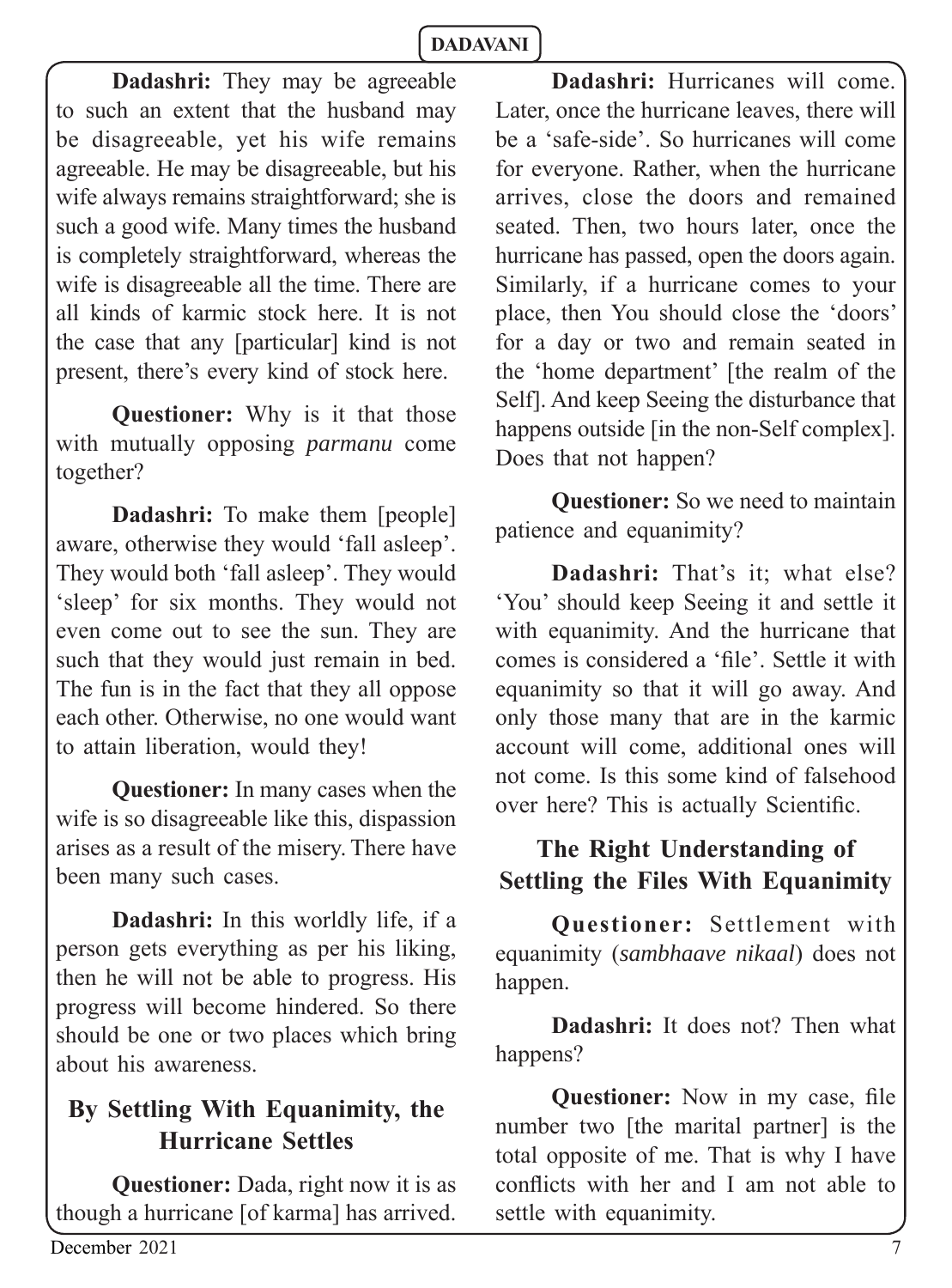**Dadashri:** They may be agreeable to such an extent that the husband may be disagreeable, yet his wife remains agreeable. He may be disagreeable, but his wife always remains straightforward; she is such a good wife. Many times the husband is completely straightforward, whereas the wife is disagreeable all the time. There are all kinds of karmic stock here. It is not the case that any [particular] kind is not present, there's every kind of stock here.

**Questioner:** Why is it that those with mutually opposing *parmanu* come together?

**Dadashri:** To make them [people] aware, otherwise they would 'fall asleep'. They would both 'fall asleep'. They would 'sleep' for six months. They would not even come out to see the sun. They are such that they would just remain in bed. The fun is in the fact that they all oppose each other. Otherwise, no one would want to attain liberation, would they!

**Questioner:** In many cases when the wife is so disagreeable like this, dispassion arises as a result of the misery. There have been many such cases.

**Dadashri:** In this worldly life, if a person gets everything as per his liking, then he will not be able to progress. His progress will become hindered. So there should be one or two places which bring about his awareness.

## By Settling With Equanimity, the Hurricane Settles

**Questioner:** Dada, right now it is as though a hurricane [of karma] has arrived.

**Dadashri:** Hurricanes will come. Later, once the hurricane leaves, there will be a 'safe-side'. So hurricanes will come for everyone. Rather, when the hurricane arrives, close the doors and remained seated. Then, two hours later, once the hurricane has passed, open the doors again. Similarly, if a hurricane comes to your place, then You should close the 'doors' for a day or two and remain seated in the 'home department' [the realm of the Self]. And keep Seeing the disturbance that happens outside [in the non-Self complex]. Does that not happen?

**Questioner:** So we need to maintain patience and equanimity?

**Dadashri:** That's it; what else? 'You' should keep Seeing it and settle it with equanimity. And the hurricane that comes is considered a 'file'. Settle it with equanimity so that it will go away. And only those many that are in the karmic account will come, additional ones will not come. Is this some kind of falsehood over here? This is actually Scientific.

## The Right Understanding of Settling the Files With Equanimity

**Questioner:** Settlement with equanimity (*sambhaave nikaal*) does not happen.

**Dadashri:** It does not? Then what happens?

**Questioner:** Now in my case, file number two [the marital partner] is the total opposite of me. That is why I have conflicts with her and I am not able to settle with equanimity.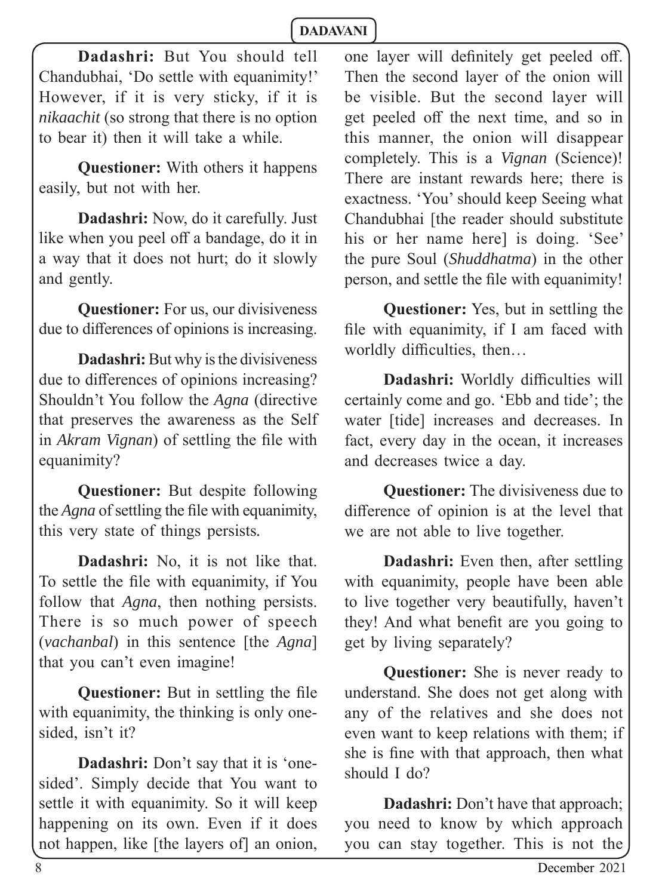**Dadashri:** But You should tell Chandubhai, 'Do settle with equanimity!' However, if it is very sticky, if it is *nikaachit* (so strong that there is no option to bear it) then it will take a while.

**Questioner:** With others it happens easily, but not with her.

**Dadashri:** Now, do it carefully. Just like when you peel off a bandage, do it in a way that it does not hurt; do it slowly and gently.

**Questioner:** For us, our divisiveness due to differences of opinions is increasing.

**Dadashri:** But why is the divisiveness due to differences of opinions increasing? Shouldn't You follow the *Agna* (directive that preserves the awareness as the Self in *Akram Vignan*) of settling the file with equanimity?

**Questioner:** But despite following the *Agna* of settling the file with equanimity, this very state of things persists.

**Dadashri:** No, it is not like that. To settle the file with equanimity, if You follow that *Agna*, then nothing persists. There is so much power of speech (*vachanbal*) in this sentence [the *Agna*] that you can't even imagine!

**Questioner:** But in settling the file with equanimity, the thinking is only one-sided, isn't it?

**Dadashri:** Don't say that it is 'one-sided'. Simply decide that You want to settle it with equanimity. So it will keep happening on its own. Even if it does not happen, like [the layers of] an onion, one layer will definitely get peeled off. Then the second layer of the onion will be visible. But the second layer will get peeled off the next time, and so in this manner, the onion will disappear completely. This is a *Vignan* (Science)! There are instant rewards here; there is exactness. 'You' should keep Seeing what Chandubhai [the reader should substitute his or her name here] is doing. 'See' the pure Soul (*Shuddhatma*) in the other person, and settle the file with equanimity!

**Questioner:** Yes, but in settling the file with equanimity, if I am faced with worldly difficulties, then…

**Dadashri:** Worldly difficulties will certainly come and go. 'Ebb and tide'; the water [tide] increases and decreases. In fact, every day in the ocean, it increases and decreases twice a day.

**Questioner:** The divisiveness due to difference of opinion is at the level that we are not able to live together.

**Dadashri:** Even then, after settling with equanimity, people have been able to live together very beautifully, haven't they! And what benefit are you going to get by living separately?

**Questioner:** She is never ready to understand. She does not get along with any of the relatives and she does not even want to keep relations with them; if she is fine with that approach, then what should I do?

**Dadashri:** Don't have that approach; you need to know by which approach you can stay together. This is not the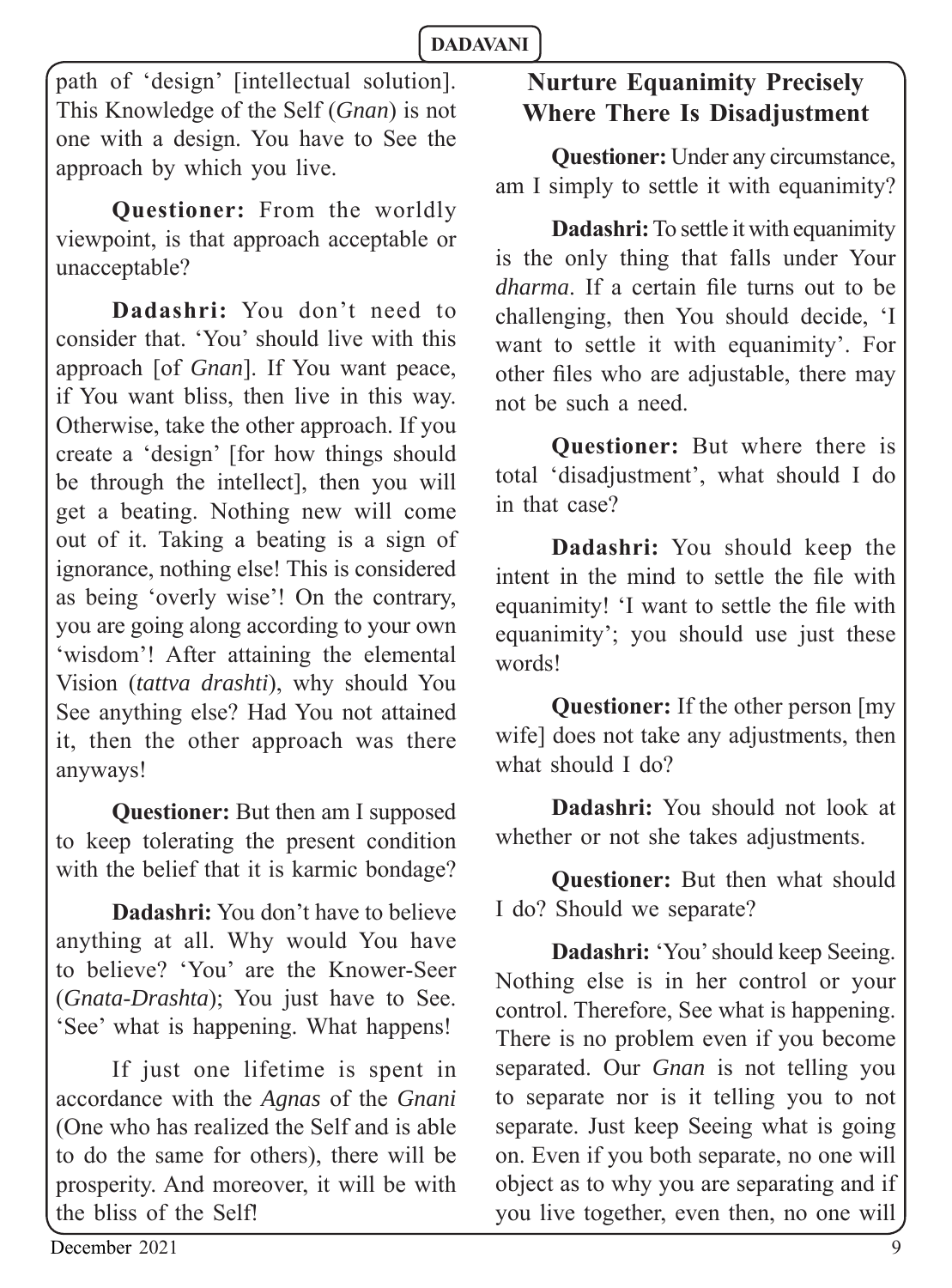path of 'design' [intellectual solution]. This Knowledge of the Self (*Gnan*) is not one with a design. You have to See the approach by which you live.

**Questioner:** From the worldly viewpoint, is that approach acceptable or unacceptable?

**Dadashri:** You don't need to consider that. 'You' should live with this approach [of *Gnan*]. If You want peace, if You want bliss, then live in this way. Otherwise, take the other approach. If you create a 'design' [for how things should be through the intellect], then you will get a beating. Nothing new will come out of it. Taking a beating is a sign of ignorance, nothing else! This is considered as being 'overly wise'! On the contrary, you are going along according to your own 'wisdom'! After attaining the elemental Vision (*tattva drashti*), why should You See anything else? Had You not attained it, then the other approach was there anyways!

**Questioner:** But then am I supposed to keep tolerating the present condition with the belief that it is karmic bondage?

**Dadashri:** You don't have to believe anything at all. Why would You have to believe? 'You' are the Knower-Seer (*Gnata-Drashta*); You just have to See. 'See' what is happening. What happens!

If just one lifetime is spent in accordance with the *Agnas* of the *Gnani* (One who has realized the Self and is able to do the same for others), there will be prosperity. And moreover, it will be with the bliss of the Self!

## Nurture Equanimity Precisely Where There Is Disadjustment

**Questioner:** Under any circumstance, am I simply to settle it with equanimity?

**Dadashri:** To settle it with equanimity is the only thing that falls under Your *dharma*. If a certain file turns out to be challenging, then You should decide, 'I want to settle it with equanimity'. For other files who are adjustable, there may not be such a need.

**Questioner:** But where there is total 'disadjustment', what should I do in that case?

**Dadashri:** You should keep the intent in the mind to settle the file with equanimity! 'I want to settle the file with equanimity'; you should use just these words!

**Questioner:** If the other person [my wife] does not take any adjustments, then what should I do?

**Dadashri:** You should not look at whether or not she takes adjustments.

**Questioner:** But then what should I do? Should we separate?

**Dadashri:** 'You' should keep Seeing. Nothing else is in her control or your control. Therefore, See what is happening. There is no problem even if you become separated. Our *Gnan* is not telling you to separate nor is it telling you to not separate. Just keep Seeing what is going on. Even if you both separate, no one will object as to why you are separating and if you live together, even then, no one will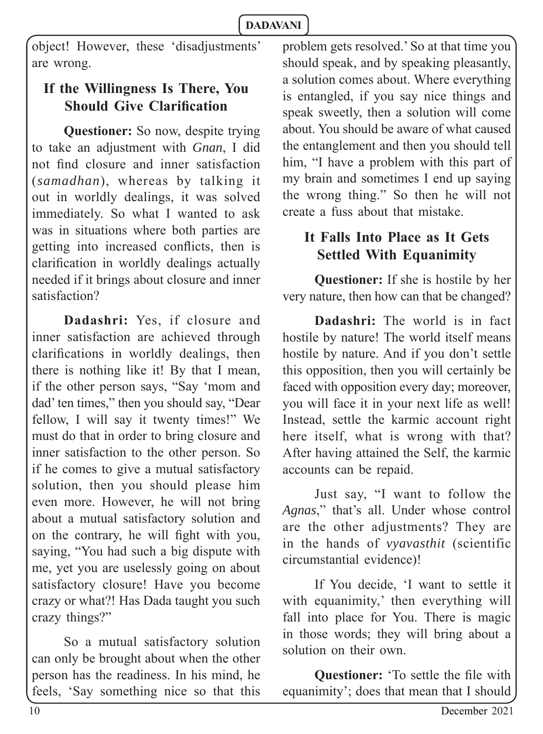object! However, these 'disadjustments' are wrong.

## If the Willingness Is There, You Should Give Clarification

**Questioner:** So now, despite trying to take an adjustment with *Gnan*, I did not find closure and inner satisfaction (*samadhan*), whereas by talking it out in worldly dealings, it was solved immediately. So what I wanted to ask was in situations where both parties are getting into increased conflicts, then is clarification in worldly dealings actually needed if it brings about closure and inner satisfaction?

**Dadashri:** Yes, if closure and inner satisfaction are achieved through clarifications in worldly dealings, then there is nothing like it! By that I mean, if the other person says, "Say 'mom and dad' ten times," then you should say, "Dear fellow, I will say it twenty times!" We must do that in order to bring closure and inner satisfaction to the other person. So if he comes to give a mutual satisfactory solution, then you should please him even more. However, he will not bring about a mutual satisfactory solution and on the contrary, he will fight with you, saying, "You had such a big dispute with me, yet you are uselessly going on about satisfactory closure! Have you become crazy or what?! Has Dada taught you such crazy things?"

So a mutual satisfactory solution can only be brought about when the other person has the readiness. In his mind, he feels, 'Say something nice so that this problem gets resolved.' So at that time you should speak, and by speaking pleasantly, a solution comes about. Where everything is entangled, if you say nice things and speak sweetly, then a solution will come about. You should be aware of what caused the entanglement and then you should tell him, "I have a problem with this part of my brain and sometimes I end up saying the wrong thing." So then he will not create a fuss about that mistake.

## It Falls Into Place as It Gets Settled With Equanimity

**Questioner:** If she is hostile by her very nature, then how can that be changed?

**Dadashri:** The world is in fact hostile by nature! The world itself means hostile by nature. And if you don't settle this opposition, then you will certainly be faced with opposition every day; moreover, you will face it in your next life as well! Instead, settle the karmic account right here itself, what is wrong with that? After having attained the Self, the karmic accounts can be repaid.

Just say, "I want to follow the *Agnas*," that's all. Under whose control are the other adjustments? They are in the hands of *vyavasthit* (scientific circumstantial evidence)!

If You decide, 'I want to settle it with equanimity,' then everything will fall into place for You. There is magic in those words; they will bring about a solution on their own.

**Questioner:** 'To settle the file with equanimity'; does that mean that I should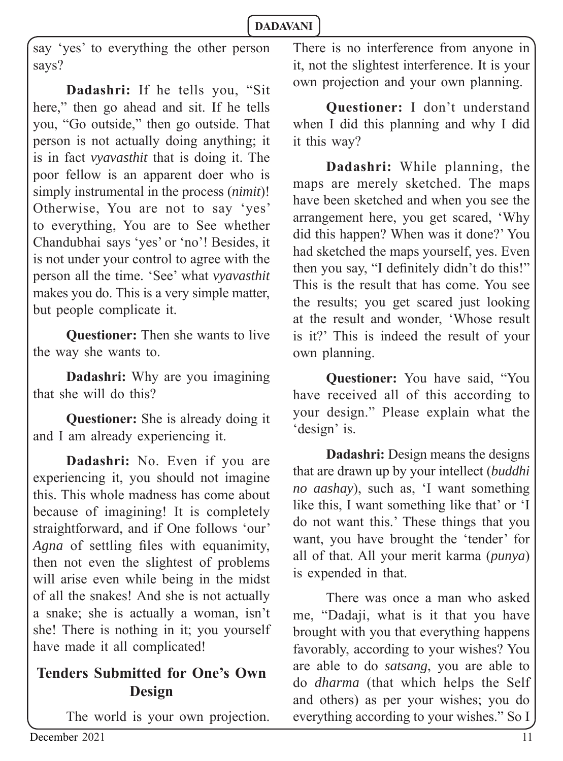say 'yes' to everything the other person says?

**Dadashri:** If he tells you, "Sit here," then go ahead and sit. If he tells you, "Go outside," then go outside. That person is not actually doing anything; it is in fact *vyavasthit* that is doing it. The poor fellow is an apparent doer who is simply instrumental in the process (*nimit*)! Otherwise, You are not to say 'yes' to everything, You are to See whether Chandubhai says 'yes' or 'no'! Besides, it is not under your control to agree with the person all the time. 'See' what *vyavasthit* makes you do. This is a very simple matter, but people complicate it.

**Questioner:** Then she wants to live the way she wants to.

**Dadashri:** Why are you imagining that she will do this?

**Questioner:** She is already doing it and I am already experiencing it.

**Dadashri:** No. Even if you are experiencing it, you should not imagine this. This whole madness has come about because of imagining! It is completely straightforward, and if One follows 'our' *Agna* of settling files with equanimity, then not even the slightest of problems will arise even while being in the midst of all the snakes! And she is not actually a snake; she is actually a woman, isn't she! There is nothing in it; you yourself have made it all complicated!

## Tenders Submitted for One's Own Design

The world is your own projection. There is no interference from anyone in it, not the slightest interference. It is your own projection and your own planning.

**Questioner:** I don't understand when I did this planning and why I did it this way?

**Dadashri:** While planning, the maps are merely sketched. The maps have been sketched and when you see the arrangement here, you get scared, 'Why did this happen? When was it done?' You had sketched the maps yourself, yes. Even then you say, "I definitely didn't do this!" This is the result that has come. You see the results; you get scared just looking at the result and wonder, 'Whose result is it?' This is indeed the result of your own planning.

**Questioner:** You have said, "You have received all of this according to your design." Please explain what the 'design' is.

**Dadashri:** Design means the designs that are drawn up by your intellect (*buddhi no aashay*), such as, 'I want something like this, I want something like that' or 'I do not want this.' These things that you want, you have brought the 'tender' for all of that. All your merit karma (*punya*) is expended in that.

There was once a man who asked me, "Dadaji, what is it that you have brought with you that everything happens favorably, according to your wishes? You are able to do *satsang*, you are able to do *dharma* (that which helps the Self and others) as per your wishes; you do everything according to your wishes." So I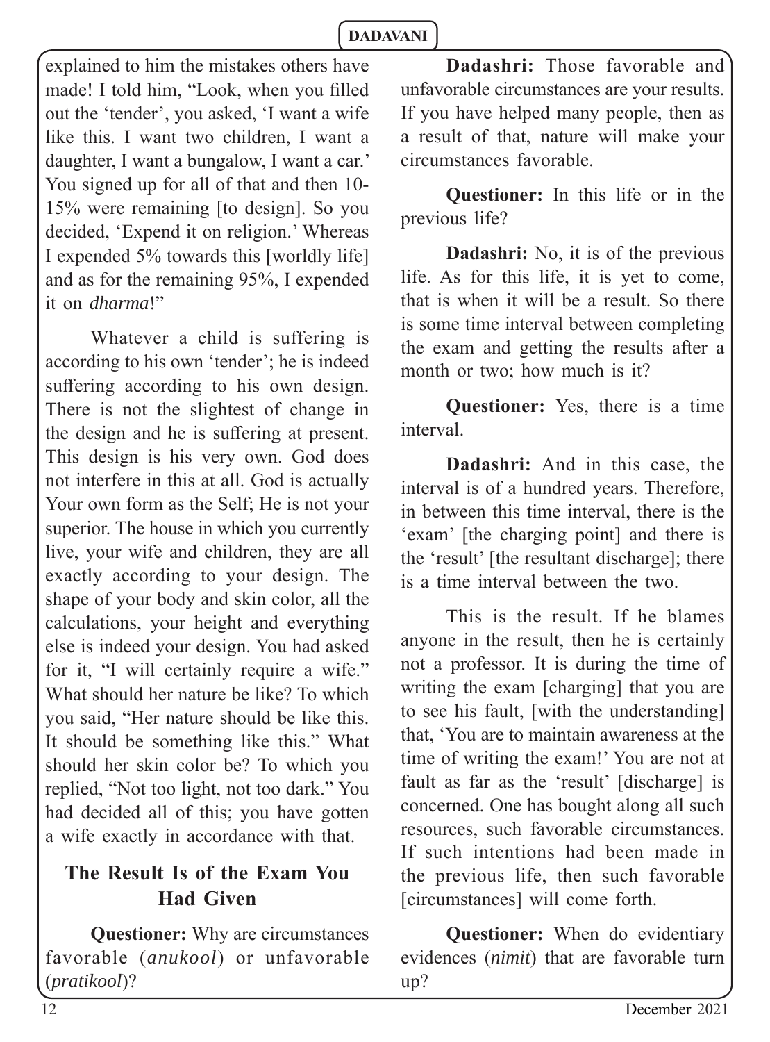explained to him the mistakes others have made! I told him, "Look, when you filled out the 'tender', you asked, 'I want a wife like this. I want two children, I want a daughter, I want a bungalow, I want a car.' You signed up for all of that and then 10-15% were remaining [to design]. So you decided, 'Expend it on religion.' Whereas I expended 5% towards this [worldly life] and as for the remaining 95%, I expended it on *dharma*!"

Whatever a child is suffering is according to his own 'tender'; he is indeed suffering according to his own design. There is not the slightest of change in the design and he is suffering at present. This design is his very own. God does not interfere in this at all. God is actually Your own form as the Self; He is not your superior. The house in which you currently live, your wife and children, they are all exactly according to your design. The shape of your body and skin color, all the calculations, your height and everything else is indeed your design. You had asked for it, "I will certainly require a wife." What should her nature be like? To which you said, "Her nature should be like this. It should be something like this." What should her skin color be? To which you replied, "Not too light, not too dark." You had decided all of this; you have gotten a wife exactly in accordance with that.

## The Result Is of the Exam You Had Given

**Questioner:** Why are circumstances favorable (*anukool*) or unfavorable (*pratikool*)?

**Dadashri:** Those favorable and unfavorable circumstances are your results. If you have helped many people, then as a result of that, nature will make your circumstances favorable.

**Questioner:** In this life or in the previous life?

**Dadashri:** No, it is of the previous life. As for this life, it is yet to come, that is when it will be a result. So there is some time interval between completing the exam and getting the results after a month or two; how much is it?

**Questioner:** Yes, there is a time interval.

**Dadashri:** And in this case, the interval is of a hundred years. Therefore, in between this time interval, there is the 'exam' [the charging point] and there is the 'result' [the resultant discharge]; there is a time interval between the two.

This is the result. If he blames anyone in the result, then he is certainly not a professor. It is during the time of writing the exam [charging] that you are to see his fault, [with the understanding] that, 'You are to maintain awareness at the time of writing the exam!' You are not at fault as far as the 'result' [discharge] is concerned. One has bought along all such resources, such favorable circumstances. If such intentions had been made in the previous life, then such favorable [circumstances] will come forth.

**Questioner:** When do evidentiary evidences (*nimit*) that are favorable turn up?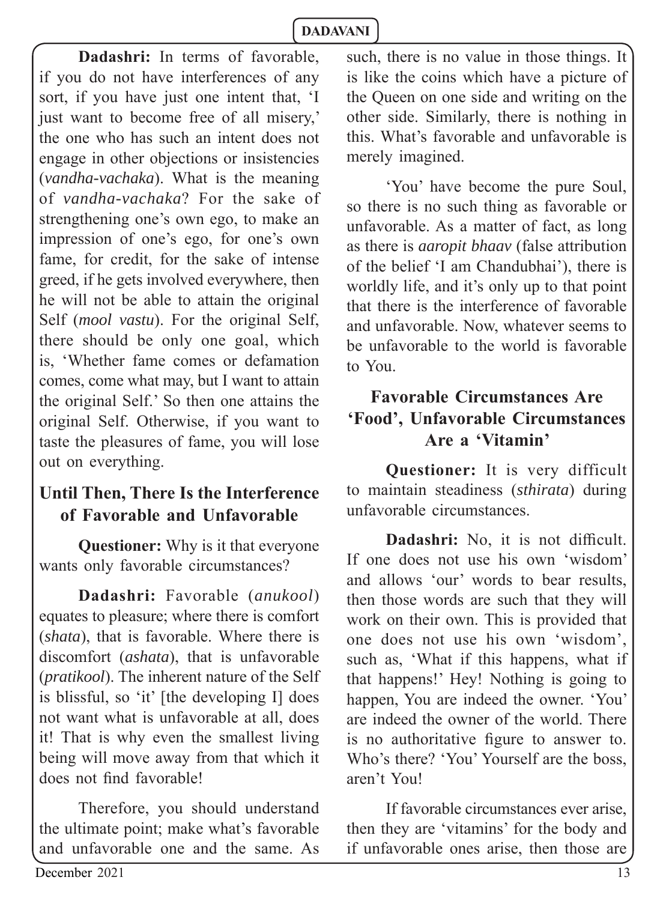**Dadashri:** In terms of favorable, if you do not have interferences of any sort, if you have just one intent that, 'I just want to become free of all misery,' the one who has such an intent does not engage in other objections or insistencies (*vandha-vachaka*). What is the meaning of *vandha-vachaka*? For the sake of strengthening one's own ego, to make an impression of one's ego, for one's own fame, for credit, for the sake of intense greed, if he gets involved everywhere, then he will not be able to attain the original Self (*mool vastu*). For the original Self, there should be only one goal, which is, 'Whether fame comes or defamation comes, come what may, but I want to attain the original Self.' So then one attains the original Self. Otherwise, if you want to taste the pleasures of fame, you will lose out on everything.

## Until Then, There Is the Interference of Favorable and Unfavorable

**Questioner:** Why is it that everyone wants only favorable circumstances?

**Dadashri:** Favorable (*anukool*) equates to pleasure; where there is comfort (*shata*), that is favorable. Where there is discomfort (*ashata*), that is unfavorable (*pratikool*). The inherent nature of the Self is blissful, so 'it' [the developing I] does not want what is unfavorable at all, does it! That is why even the smallest living being will move away from that which it does not find favorable!

Therefore, you should understand the ultimate point; make what's favorable and unfavorable one and the same. As such, there is no value in those things. It is like the coins which have a picture of the Queen on one side and writing on the other side. Similarly, there is nothing in this. What's favorable and unfavorable is merely imagined.

'You' have become the pure Soul, so there is no such thing as favorable or unfavorable. As a matter of fact, as long as there is *aaropit bhaav* (false attribution of the belief 'I am Chandubhai'), there is worldly life, and it's only up to that point that there is the interference of favorable and unfavorable. Now, whatever seems to be unfavorable to the world is favorable to You.

## Favorable Circumstances Are 'Food', Unfavorable Circumstances Are a 'Vitamin'

**Questioner:** It is very difficult to maintain steadiness (*sthirata*) during unfavorable circumstances.

**Dadashri:** No, it is not difficult. If one does not use his own 'wisdom' and allows 'our' words to bear results, then those words are such that they will work on their own. This is provided that one does not use his own 'wisdom', such as, 'What if this happens, what if that happens!' Hey! Nothing is going to happen, You are indeed the owner. 'You' are indeed the owner of the world. There is no authoritative figure to answer to. Who's there? 'You' Yourself are the boss, aren't You!

If favorable circumstances ever arise, then they are 'vitamins' for the body and if unfavorable ones arise, then those are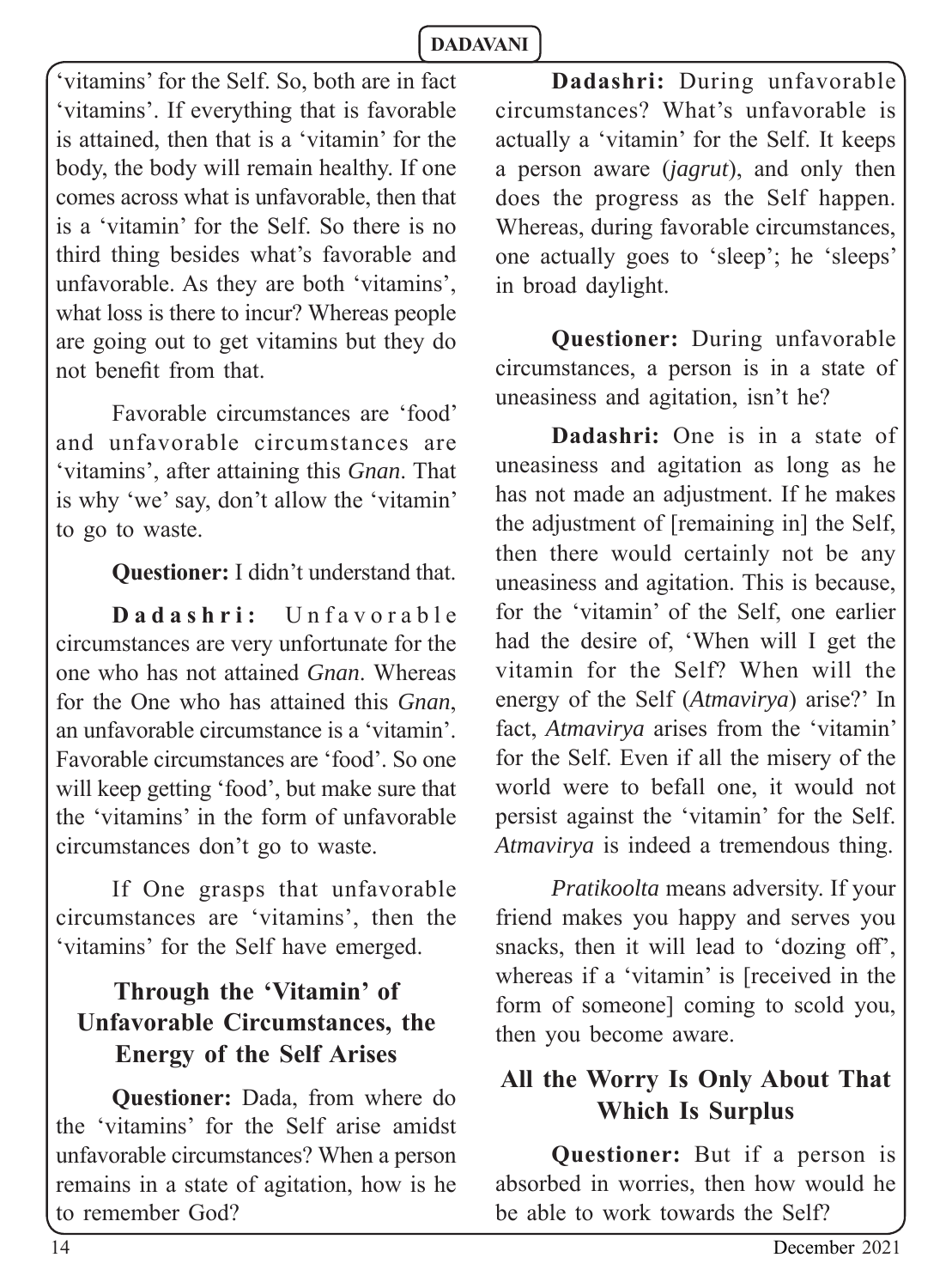'vitamins' for the Self. So, both are in fact 'vitamins'. If everything that is favorable is attained, then that is a 'vitamin' for the body, the body will remain healthy. If one comes across what is unfavorable, then that is a 'vitamin' for the Self. So there is no third thing besides what's favorable and unfavorable. As they are both 'vitamins', what loss is there to incur? Whereas people are going out to get vitamins but they do not benefit from that.

Favorable circumstances are 'food' and unfavorable circumstances are 'vitamins', after attaining this *Gnan*. That is why 'we' say, don't allow the 'vitamin' to go to waste.

**Questioner:** I didn't understand that.

**Dadashri:** Unfavorable circumstances are very unfortunate for the one who has not attained *Gnan*. Whereas for the One who has attained this *Gnan*, an unfavorable circumstance is a 'vitamin'. Favorable circumstances are 'food'. So one will keep getting 'food', but make sure that the 'vitamins' in the form of unfavorable circumstances don't go to waste.

If One grasps that unfavorable circumstances are 'vitamins', then the 'vitamins' for the Self have emerged.

## Through the 'Vitamin' of Unfavorable Circumstances, the Energy of the Self Arises

**Questioner:** Dada, from where do the 'vitamins' for the Self arise amidst unfavorable circumstances? When a person remains in a state of agitation, how is he to remember God?

**Dadashri:** During unfavorable circumstances? What's unfavorable is actually a 'vitamin' for the Self. It keeps a person aware (*jagrut*), and only then does the progress as the Self happen. Whereas, during favorable circumstances, one actually goes to 'sleep'; he 'sleeps' in broad daylight.

**Questioner:** During unfavorable circumstances, a person is in a state of uneasiness and agitation, isn't he?

**Dadashri:** One is in a state of uneasiness and agitation as long as he has not made an adjustment. If he makes the adjustment of [remaining in] the Self, then there would certainly not be any uneasiness and agitation. This is because, for the 'vitamin' of the Self, one earlier had the desire of, 'When will I get the vitamin for the Self? When will the energy of the Self (*Atmavirya*) arise?' In fact, *Atmavirya* arises from the 'vitamin' for the Self. Even if all the misery of the world were to befall one, it would not persist against the 'vitamin' for the Self. *Atmavirya* is indeed a tremendous thing.

*Pratikoolta* means adversity. If your friend makes you happy and serves you snacks, then it will lead to 'dozing off', whereas if a 'vitamin' is [received in the form of someone] coming to scold you, then you become aware.

## All the Worry Is Only About That Which Is Surplus

**Questioner:** But if a person is absorbed in worries, then how would he be able to work towards the Self?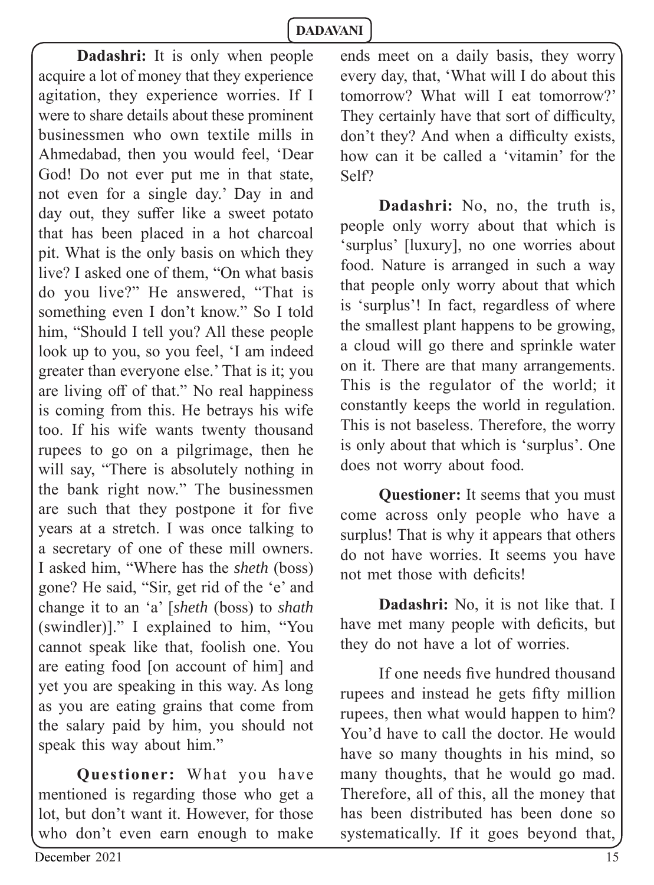**Dadashri:** It is only when people acquire a lot of money that they experience agitation, they experience worries. If I were to share details about these prominent businessmen who own textile mills in Ahmedabad, then you would feel, 'Dear God! Do not ever put me in that state, not even for a single day.' Day in and day out, they suffer like a sweet potato that has been placed in a hot charcoal pit. What is the only basis on which they live? I asked one of them, "On what basis do you live?" He answered, "That is something even I don't know." So I told him, "Should I tell you? All these people look up to you, so you feel, 'I am indeed greater than everyone else.' That is it; you are living off of that." No real happiness is coming from this. He betrays his wife too. If his wife wants twenty thousand rupees to go on a pilgrimage, then he will say, "There is absolutely nothing in the bank right now." The businessmen are such that they postpone it for five years at a stretch. I was once talking to a secretary of one of these mill owners. I asked him, "Where has the *sheth* (boss) gone? He said, "Sir, get rid of the 'e' and change it to an 'a' [*sheth* (boss) to *shath* (swindler)]." I explained to him, "You cannot speak like that, foolish one. You are eating food [on account of him] and yet you are speaking in this way. As long as you are eating grains that come from the salary paid by him, you should not speak this way about him."

**Questioner:** What you have mentioned is regarding those who get a lot, but don't want it. However, for those who don't even earn enough to make ends meet on a daily basis, they worry every day, that, 'What will I do about this tomorrow? What will I eat tomorrow?' They certainly have that sort of difficulty, don't they? And when a difficulty exists, how can it be called a 'vitamin' for the Self?

**Dadashri:** No, no, the truth is, people only worry about that which is 'surplus' [luxury], no one worries about food. Nature is arranged in such a way that people only worry about that which is 'surplus'! In fact, regardless of where the smallest plant happens to be growing, a cloud will go there and sprinkle water on it. There are that many arrangements. This is the regulator of the world; it constantly keeps the world in regulation. This is not baseless. Therefore, the worry is only about that which is 'surplus'. One does not worry about food.

**Questioner:** It seems that you must come across only people who have a surplus! That is why it appears that others do not have worries. It seems you have not met those with deficits!

**Dadashri:** No, it is not like that. I have met many people with deficits, but they do not have a lot of worries.

If one needs five hundred thousand rupees and instead he gets fifty million rupees, then what would happen to him? You'd have to call the doctor. He would have so many thoughts in his mind, so many thoughts, that he would go mad. Therefore, all of this, all the money that has been distributed has been done so systematically. If it goes beyond that,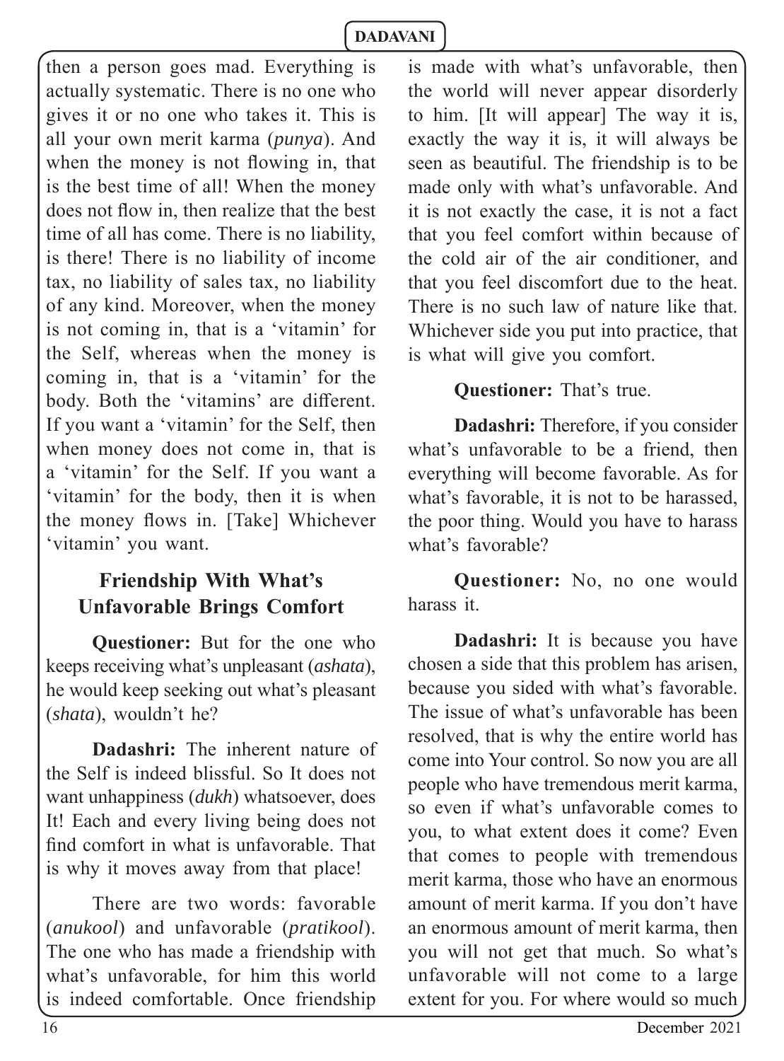then a person goes mad. Everything is actually systematic. There is no one who gives it or no one who takes it. This is all your own merit karma (*punya*). And when the money is not flowing in, that is the best time of all! When the money does not flow in, then realize that the best time of all has come. There is no liability, is there! There is no liability of income tax, no liability of sales tax, no liability of any kind. Moreover, when the money is not coming in, that is a 'vitamin' for the Self, whereas when the money is coming in, that is a 'vitamin' for the body. Both the 'vitamins' are different. If you want a 'vitamin' for the Self, then when money does not come in, that is a 'vitamin' for the Self. If you want a 'vitamin' for the body, then it is when the money flows in. [Take] Whichever 'vitamin' you want.

## Friendship With What's Unfavorable Brings Comfort

**Questioner:** But for the one who keeps receiving what's unpleasant (*ashata*), he would keep seeking out what's pleasant (*shata*), wouldn't he?

**Dadashri:** The inherent nature of the Self is indeed blissful. So It does not want unhappiness (*dukh*) whatsoever, does It! Each and every living being does not find comfort in what is unfavorable. That is why it moves away from that place!

There are two words: favorable (*anukool*) and unfavorable (*pratikool*). The one who has made a friendship with what's unfavorable, for him this world is indeed comfortable. Once friendship is made with what's unfavorable, then the world will never appear disorderly to him. [It will appear] The way it is, exactly the way it is, it will always be seen as beautiful. The friendship is to be made only with what's unfavorable. And it is not exactly the case, it is not a fact that you feel comfort within because of the cold air of the air conditioner, and that you feel discomfort due to the heat. There is no such law of nature like that. Whichever side you put into practice, that is what will give you comfort.

**Questioner:** That's true.

**Dadashri:** Therefore, if you consider what's unfavorable to be a friend, then everything will become favorable. As for what's favorable, it is not to be harassed, the poor thing. Would you have to harass what's favorable?

**Questioner:** No, no one would harass it.

**Dadashri:** It is because you have chosen a side that this problem has arisen, because you sided with what's favorable. The issue of what's unfavorable has been resolved, that is why the entire world has come into Your control. So now you are all people who have tremendous merit karma, so even if what's unfavorable comes to you, to what extent does it come? Even that comes to people with tremendous merit karma, those who have an enormous amount of merit karma. If you don't have an enormous amount of merit karma, then you will not get that much. So what's unfavorable will not come to a large extent for you. For where would so much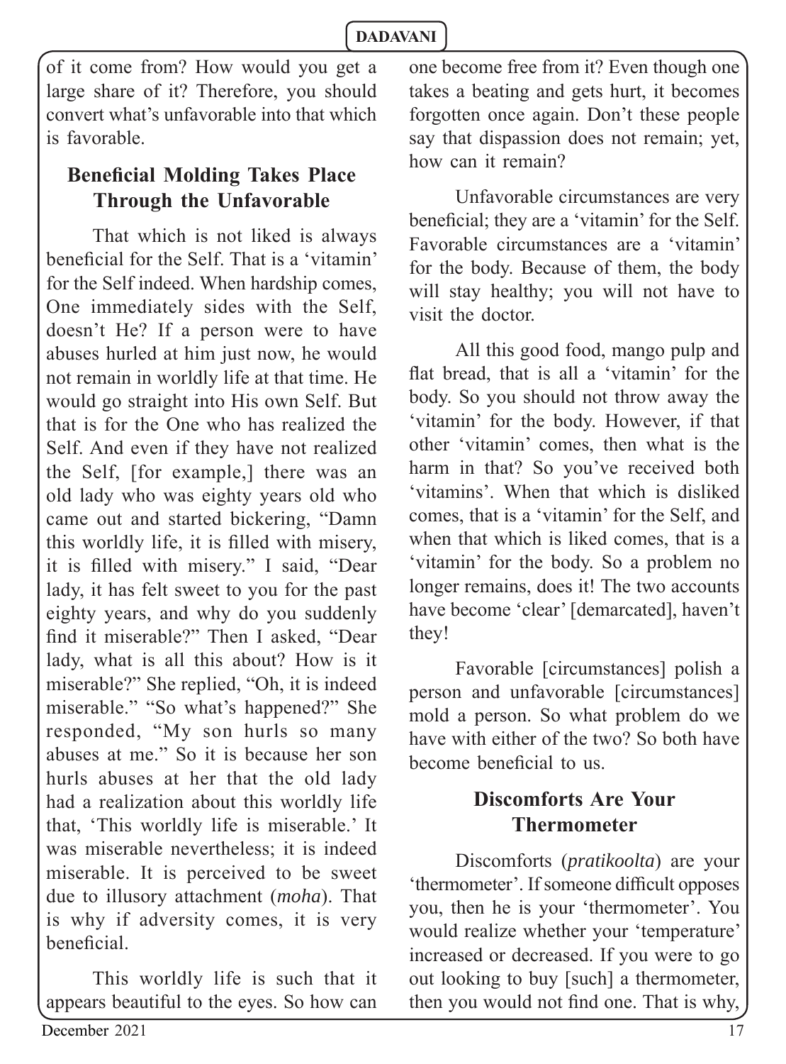of it come from? How would you get a large share of it? Therefore, you should convert what's unfavorable into that which is favorable.

## Beneficial Molding Takes Place Through the Unfavorable

That which is not liked is always beneficial for the Self. That is a 'vitamin' for the Self indeed. When hardship comes, One immediately sides with the Self, doesn't He? If a person were to have abuses hurled at him just now, he would not remain in worldly life at that time. He would go straight into His own Self. But that is for the One who has realized the Self. And even if they have not realized the Self, [for example,] there was an old lady who was eighty years old who came out and started bickering, "Damn this worldly life, it is filled with misery, it is filled with misery." I said, "Dear lady, it has felt sweet to you for the past eighty years, and why do you suddenly find it miserable?" Then I asked, "Dear lady, what is all this about? How is it miserable?" She replied, "Oh, it is indeed miserable." "So what's happened?" She responded, "My son hurls so many abuses at me." So it is because her son hurls abuses at her that the old lady had a realization about this worldly life that, 'This worldly life is miserable.' It was miserable nevertheless; it is indeed miserable. It is perceived to be sweet due to illusory attachment (*moha*). That is why if adversity comes, it is very beneficial.

This worldly life is such that it appears beautiful to the eyes. So how can one become free from it? Even though one takes a beating and gets hurt, it becomes forgotten once again. Don't these people say that dispassion does not remain; yet, how can it remain?

Unfavorable circumstances are very beneficial; they are a 'vitamin' for the Self. Favorable circumstances are a 'vitamin' for the body. Because of them, the body will stay healthy; you will not have to visit the doctor.

All this good food, mango pulp and flat bread, that is all a 'vitamin' for the body. So you should not throw away the 'vitamin' for the body. However, if that other 'vitamin' comes, then what is the harm in that? So you've received both 'vitamins'. When that which is disliked comes, that is a 'vitamin' for the Self, and when that which is liked comes, that is a 'vitamin' for the body. So a problem no longer remains, does it! The two accounts have become 'clear' [demarcated], haven't they!

Favorable [circumstances] polish a person and unfavorable [circumstances] mold a person. So what problem do we have with either of the two? So both have become beneficial to us.

## Discomforts Are Your Thermometer

Discomforts (*pratikoolta*) are your 'thermometer'. If someone difficult opposes you, then he is your 'thermometer'. You would realize whether your 'temperature' increased or decreased. If you were to go out looking to buy [such] a thermometer, then you would not find one. That is why,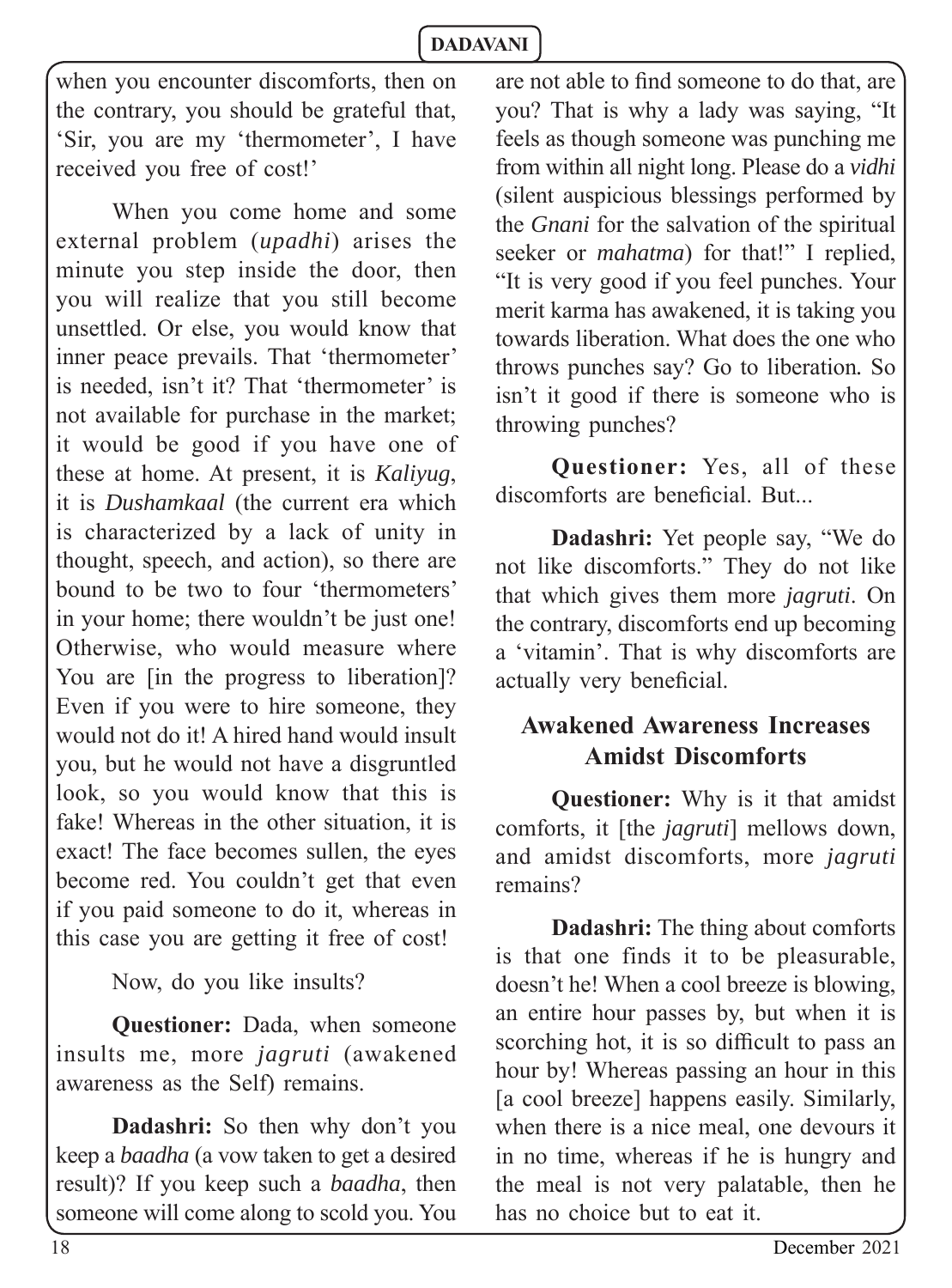when you encounter discomforts, then on the contrary, you should be grateful that, 'Sir, you are my 'thermometer', I have received you free of cost!'

When you come home and some external problem (*upadhi*) arises the minute you step inside the door, then you will realize that you still become unsettled. Or else, you would know that inner peace prevails. That 'thermometer' is needed, isn't it? That 'thermometer' is not available for purchase in the market; it would be good if you have one of these at home. At present, it is *Kaliyug*, it is *Dushamkaal* (the current era which is characterized by a lack of unity in thought, speech, and action), so there are bound to be two to four 'thermometers' in your home; there wouldn't be just one! Otherwise, who would measure where You are [in the progress to liberation]? Even if you were to hire someone, they would not do it! A hired hand would insult you, but he would not have a disgruntled look, so you would know that this is fake! Whereas in the other situation, it is exact! The face becomes sullen, the eyes become red. You couldn't get that even if you paid someone to do it, whereas in this case you are getting it free of cost!

Now, do you like insults?

**Questioner:** Dada, when someone insults me, more *jagruti* (awakened awareness as the Self) remains.

**Dadashri:** So then why don't you keep a *baadha* (a vow taken to get a desired result)? If you keep such a *baadha*, then someone will come along to scold you. You are not able to find someone to do that, are you? That is why a lady was saying, "It feels as though someone was punching me from within all night long. Please do a *vidhi* (silent auspicious blessings performed by the *Gnani* for the salvation of the spiritual seeker or *mahatma*) for that!" I replied, "It is very good if you feel punches. Your merit karma has awakened, it is taking you towards liberation. What does the one who throws punches say? Go to liberation. So isn't it good if there is someone who is throwing punches?

**Questioner:** Yes, all of these discomforts are beneficial. But...

**Dadashri:** Yet people say, "We do not like discomforts." They do not like that which gives them more *jagruti*. On the contrary, discomforts end up becoming a 'vitamin'. That is why discomforts are actually very beneficial.

## Awakened Awareness Increases Amidst Discomforts

**Questioner:** Why is it that amidst comforts, it [the *jagruti*] mellows down, and amidst discomforts, more *jagruti* remains?

**Dadashri:** The thing about comforts is that one finds it to be pleasurable, doesn't he! When a cool breeze is blowing, an entire hour passes by, but when it is scorching hot, it is so difficult to pass an hour by! Whereas passing an hour in this [a cool breeze] happens easily. Similarly, when there is a nice meal, one devours it in no time, whereas if he is hungry and the meal is not very palatable, then he has no choice but to eat it.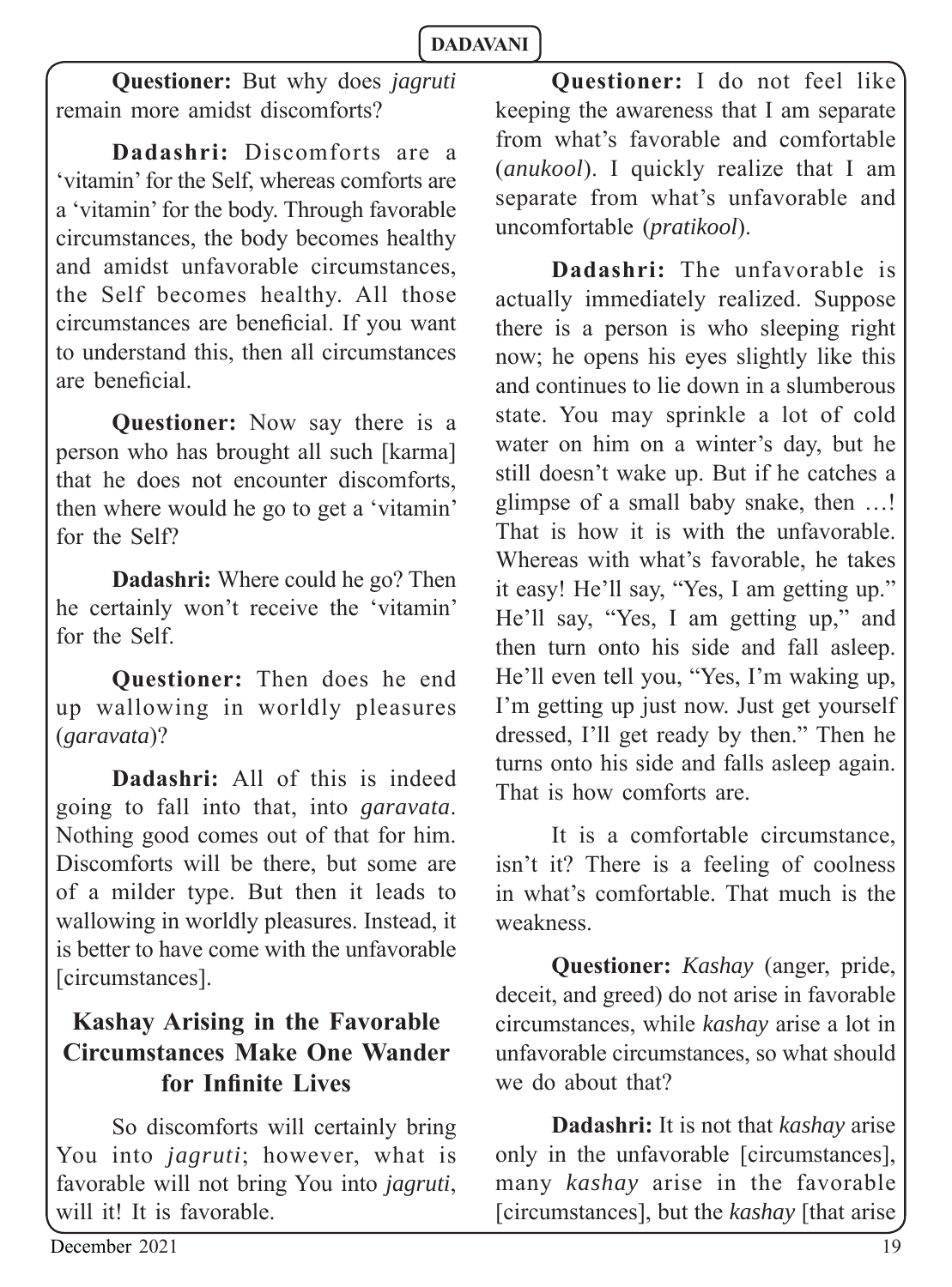**Questioner:** But why does *jagruti* remain more amidst discomforts?

**Dadashri:** Discomforts are a 'vitamin' for the Self, whereas comforts are a 'vitamin' for the body. Through favorable circumstances, the body becomes healthy and amidst unfavorable circumstances, the Self becomes healthy. All those circumstances are beneficial. If you want to understand this, then all circumstances are beneficial.

**Questioner:** Now say there is a person who has brought all such [karma] that he does not encounter discomforts, then where would he go to get a 'vitamin' for the Self?

**Dadashri:** Where could he go? Then he certainly won't receive the 'vitamin' for the Self.

**Questioner:** Then does he end up wallowing in worldly pleasures (*garavata*)?

**Dadashri:** All of this is indeed going to fall into that, into *garavata*. Nothing good comes out of that for him. Discomforts will be there, but some are of a milder type. But then it leads to wallowing in worldly pleasures. Instead, it is better to have come with the unfavorable [circumstances].

## Kashay Arising in the Favorable Circumstances Make One Wander for Infinite Lives

So discomforts will certainly bring You into *jagruti*; however, what is favorable will not bring You into *jagruti*, will it! It is favorable.

**Questioner:** I do not feel like keeping the awareness that I am separate from what's favorable and comfortable (*anukool*). I quickly realize that I am separate from what's unfavorable and uncomfortable (*pratikool*).

**Dadashri:** The unfavorable is actually immediately realized. Suppose there is a person is who sleeping right now; he opens his eyes slightly like this and continues to lie down in a slumberous state. You may sprinkle a lot of cold water on him on a winter's day, but he still doesn't wake up. But if he catches a glimpse of a small baby snake, then …! That is how it is with the unfavorable. Whereas with what's favorable, he takes it easy! He'll say, "Yes, I am getting up." He'll say, "Yes, I am getting up," and then turn onto his side and fall asleep. He'll even tell you, "Yes, I'm waking up, I'm getting up just now. Just get yourself dressed, I'll get ready by then." Then he turns onto his side and falls asleep again. That is how comforts are.

It is a comfortable circumstance, isn't it? There is a feeling of coolness in what's comfortable. That much is the weakness.

**Questioner:** *Kashay* (anger, pride, deceit, and greed) do not arise in favorable circumstances, while *kashay* arise a lot in unfavorable circumstances, so what should we do about that?

**Dadashri:** It is not that *kashay* arise only in the unfavorable [circumstances], many *kashay* arise in the favorable [circumstances], but the *kashay* [that arise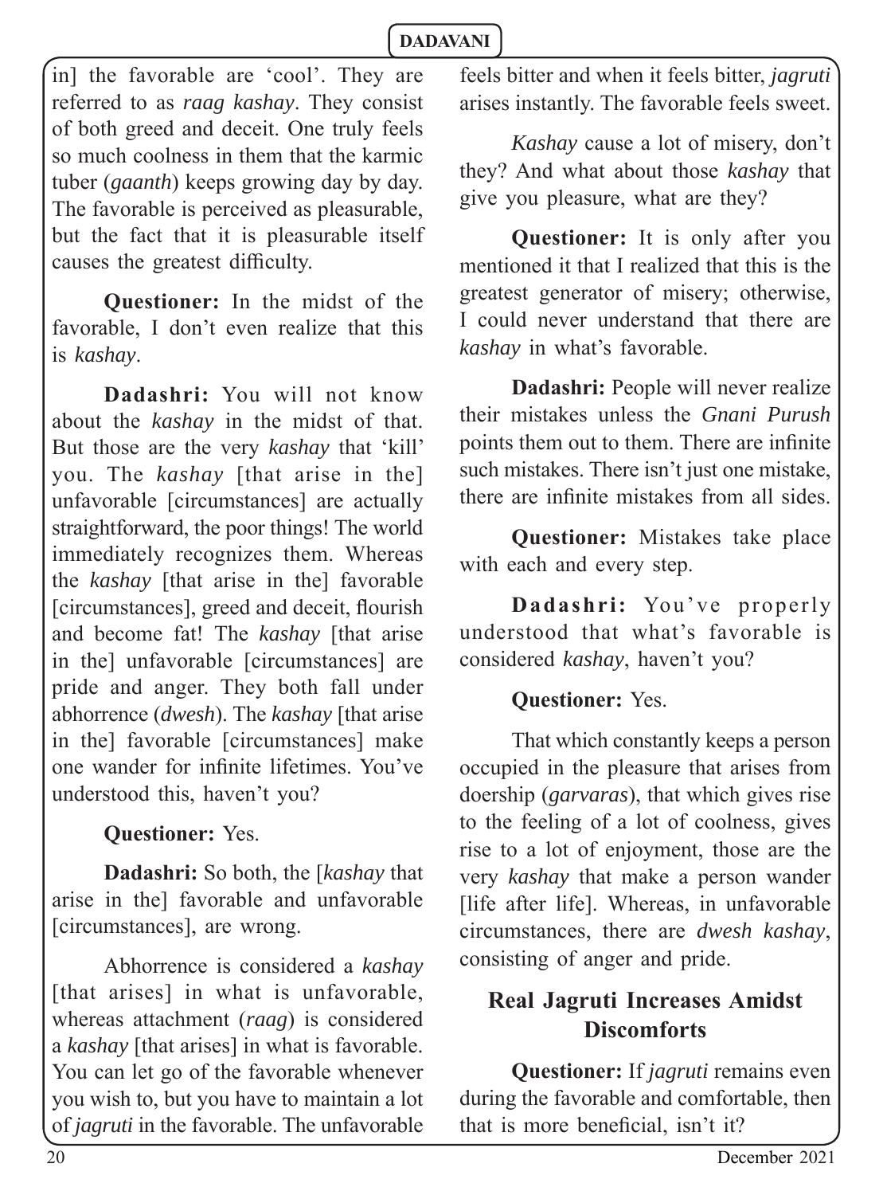in] the favorable are 'cool'. They are referred to as *raag kashay*. They consist of both greed and deceit. One truly feels so much coolness in them that the karmic tuber (*gaanth*) keeps growing day by day. The favorable is perceived as pleasurable, but the fact that it is pleasurable itself causes the greatest difficulty.

**Questioner:** In the midst of the favorable, I don't even realize that this is *kashay*.

**Dadashri:** You will not know about the *kashay* in the midst of that. But those are the very *kashay* that 'kill' you. The *kashay* [that arise in the] unfavorable [circumstances] are actually straightforward, the poor things! The world immediately recognizes them. Whereas the *kashay* [that arise in the] favorable [circumstances], greed and deceit, flourish and become fat! The *kashay* [that arise in the] unfavorable [circumstances] are pride and anger. They both fall under abhorrence (*dwesh*). The *kashay* [that arise in the] favorable [circumstances] make one wander for infinite lifetimes. You've understood this, haven't you?

**Questioner:** Yes.

**Dadashri:** So both, the [*kashay* that arise in the] favorable and unfavorable [circumstances], are wrong.

Abhorrence is considered a *kashay* [that arises] in what is unfavorable, whereas attachment (*raag*) is considered a *kashay* [that arises] in what is favorable. You can let go of the favorable whenever you wish to, but you have to maintain a lot of *jagruti* in the favorable. The unfavorable feels bitter and when it feels bitter, *jagruti* arises instantly. The favorable feels sweet.

*Kashay* cause a lot of misery, don't they? And what about those *kashay* that give you pleasure, what are they?

**Questioner:** It is only after you mentioned it that I realized that this is the greatest generator of misery; otherwise, I could never understand that there are *kashay* in what's favorable.

**Dadashri:** People will never realize their mistakes unless the *Gnani Purush* points them out to them. There are infinite such mistakes. There isn't just one mistake, there are infinite mistakes from all sides.

**Questioner:** Mistakes take place with each and every step.

**Dadashri:** You've properly understood that what's favorable is considered *kashay*, haven't you?

**Questioner:** Yes.

That which constantly keeps a person occupied in the pleasure that arises from doership (*garvaras*), that which gives rise to the feeling of a lot of coolness, gives rise to a lot of enjoyment, those are the very *kashay* that make a person wander [life after life]. Whereas, in unfavorable circumstances, there are *dwesh kashay*, consisting of anger and pride.

## Real Jagruti Increases Amidst Discomforts

**Questioner:** If *jagruti* remains even during the favorable and comfortable, then that is more beneficial, isn't it?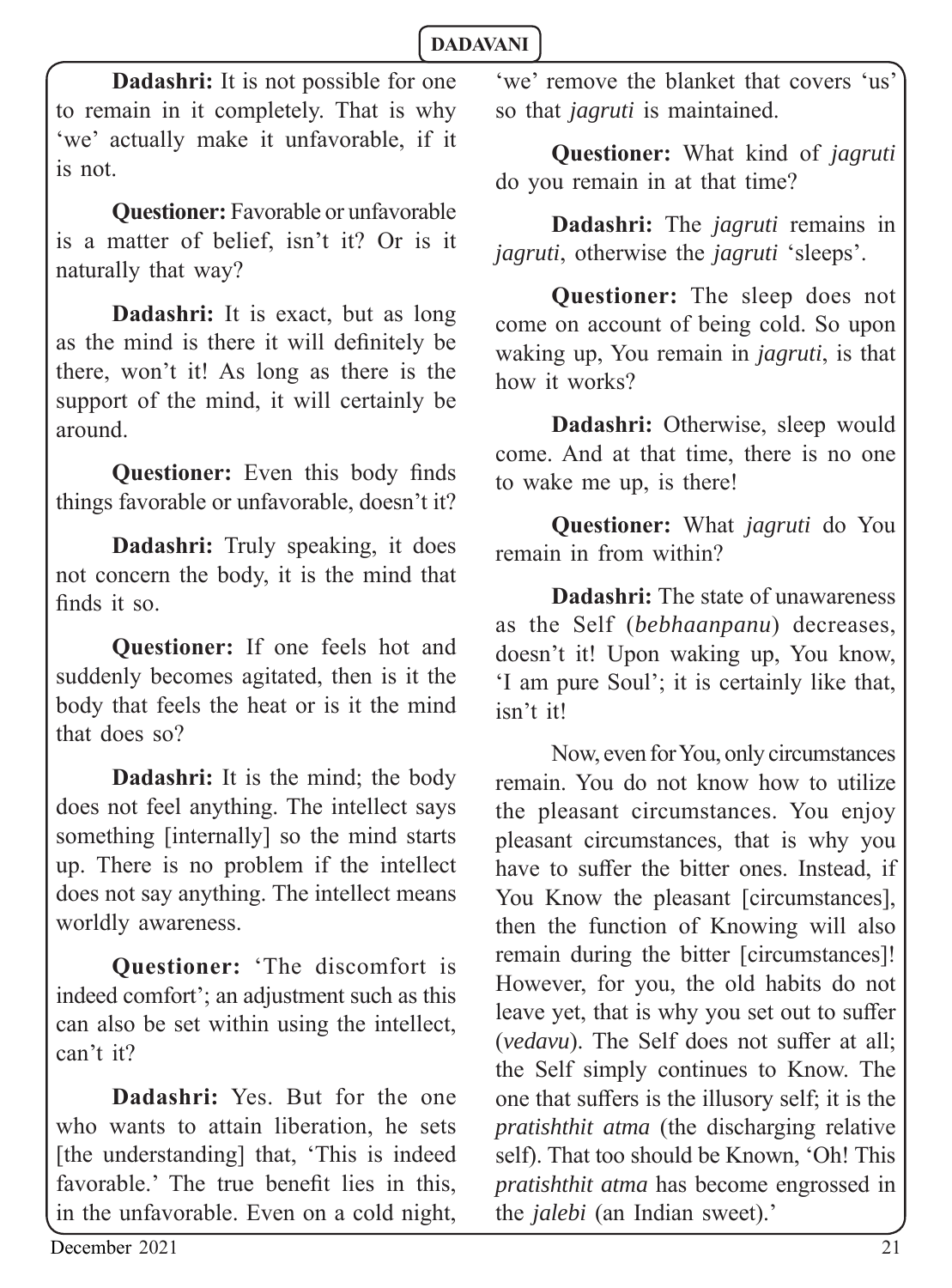**Dadashri:** It is not possible for one to remain in it completely. That is why 'we' actually make it unfavorable, if it is not.

**Questioner:** Favorable or unfavorable is a matter of belief, isn't it? Or is it naturally that way?

**Dadashri:** It is exact, but as long as the mind is there it will definitely be there, won't it! As long as there is the support of the mind, it will certainly be around.

**Questioner:** Even this body finds things favorable or unfavorable, doesn't it?

**Dadashri:** Truly speaking, it does not concern the body, it is the mind that finds it so.

**Questioner:** If one feels hot and suddenly becomes agitated, then is it the body that feels the heat or is it the mind that does so?

**Dadashri:** It is the mind; the body does not feel anything. The intellect says something [internally] so the mind starts up. There is no problem if the intellect does not say anything. The intellect means worldly awareness.

**Questioner:** 'The discomfort is indeed comfort'; an adjustment such as this can also be set within using the intellect, can't it?

**Dadashri:** Yes. But for the one who wants to attain liberation, he sets [the understanding] that, 'This is indeed favorable.' The true benefit lies in this, in the unfavorable. Even on a cold night, 'we' remove the blanket that covers 'us' so that *jagruti* is maintained.

**Questioner:** What kind of *jagruti* do you remain in at that time?

**Dadashri:** The *jagruti* remains in *jagruti*, otherwise the *jagruti* 'sleeps'.

**Questioner:** The sleep does not come on account of being cold. So upon waking up, You remain in *jagruti*, is that how it works?

**Dadashri:** Otherwise, sleep would come. And at that time, there is no one to wake me up, is there!

**Questioner:** What *jagruti* do You remain in from within?

**Dadashri:** The state of unawareness as the Self (*bebhaanpanu*) decreases, doesn't it! Upon waking up, You know, 'I am pure Soul'; it is certainly like that, isn't it!

Now, even for You, only circumstances remain. You do not know how to utilize the pleasant circumstances. You enjoy pleasant circumstances, that is why you have to suffer the bitter ones. Instead, if You Know the pleasant [circumstances], then the function of Knowing will also remain during the bitter [circumstances]! However, for you, the old habits do not leave yet, that is why you set out to suffer (*vedavu*). The Self does not suffer at all; the Self simply continues to Know. The one that suffers is the illusory self; it is the *pratishthit atma* (the discharging relative self). That too should be Known, 'Oh! This *pratishthit atma* has become engrossed in the *jalebi* (an Indian sweet).'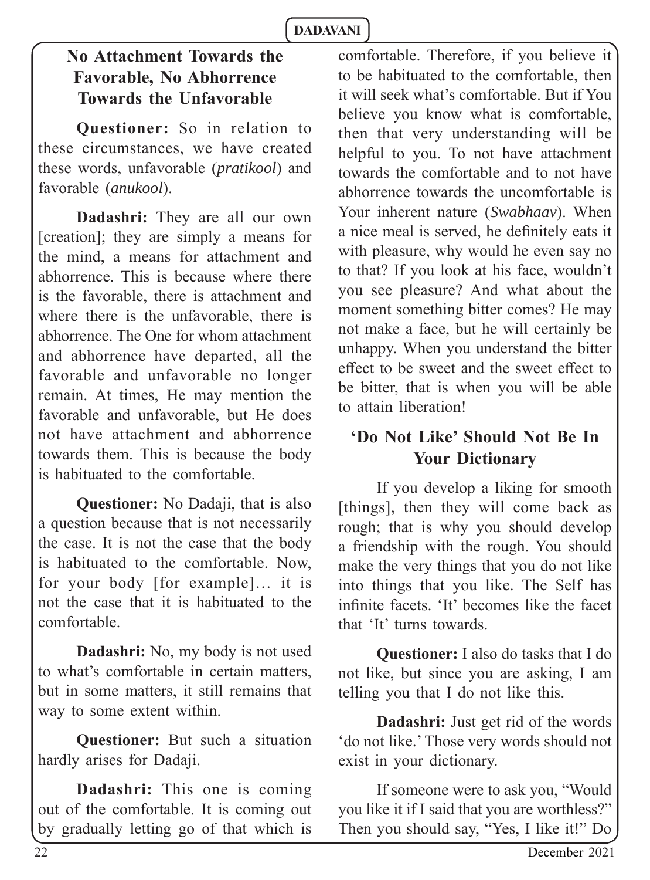## No Attachment Towards the Favorable, No Abhorrence Towards the Unfavorable

**Questioner:** So in relation to these circumstances, we have created these words, unfavorable (*pratikool*) and favorable (*anukool*).

**Dadashri:** They are all our own [creation]; they are simply a means for the mind, a means for attachment and abhorrence. This is because where there is the favorable, there is attachment and where there is the unfavorable, there is abhorrence. The One for whom attachment and abhorrence have departed, all the favorable and unfavorable no longer remain. At times, He may mention the favorable and unfavorable, but He does not have attachment and abhorrence towards them. This is because the body is habituated to the comfortable.

**Questioner:** No Dadaji, that is also a question because that is not necessarily the case. It is not the case that the body is habituated to the comfortable. Now, for your body [for example]… it is not the case that it is habituated to the comfortable.

**Dadashri:** No, my body is not used to what's comfortable in certain matters, but in some matters, it still remains that way to some extent within.

**Questioner:** But such a situation hardly arises for Dadaji.

**Dadashri:** This one is coming out of the comfortable. It is coming out by gradually letting go of that which is comfortable. Therefore, if you believe it to be habituated to the comfortable, then it will seek what's comfortable. But if You believe you know what is comfortable, then that very understanding will be helpful to you. To not have attachment towards the comfortable and to not have abhorrence towards the uncomfortable is Your inherent nature (*Swabhaav*). When a nice meal is served, he definitely eats it with pleasure, why would he even say no to that? If you look at his face, wouldn't you see pleasure? And what about the moment something bitter comes? He may not make a face, but he will certainly be unhappy. When you understand the bitter effect to be sweet and the sweet effect to be bitter, that is when you will be able to attain liberation!

## 'Do Not Like' Should Not Be In Your Dictionary

If you develop a liking for smooth [things], then they will come back as rough; that is why you should develop a friendship with the rough. You should make the very things that you do not like into things that you like. The Self has infinite facets. 'It' becomes like the facet that 'It' turns towards.

**Questioner:** I also do tasks that I do not like, but since you are asking, I am telling you that I do not like this.

**Dadashri:** Just get rid of the words 'do not like.' Those very words should not exist in your dictionary.

If someone were to ask you, "Would you like it if I said that you are worthless?" Then you should say, "Yes, I like it!" Do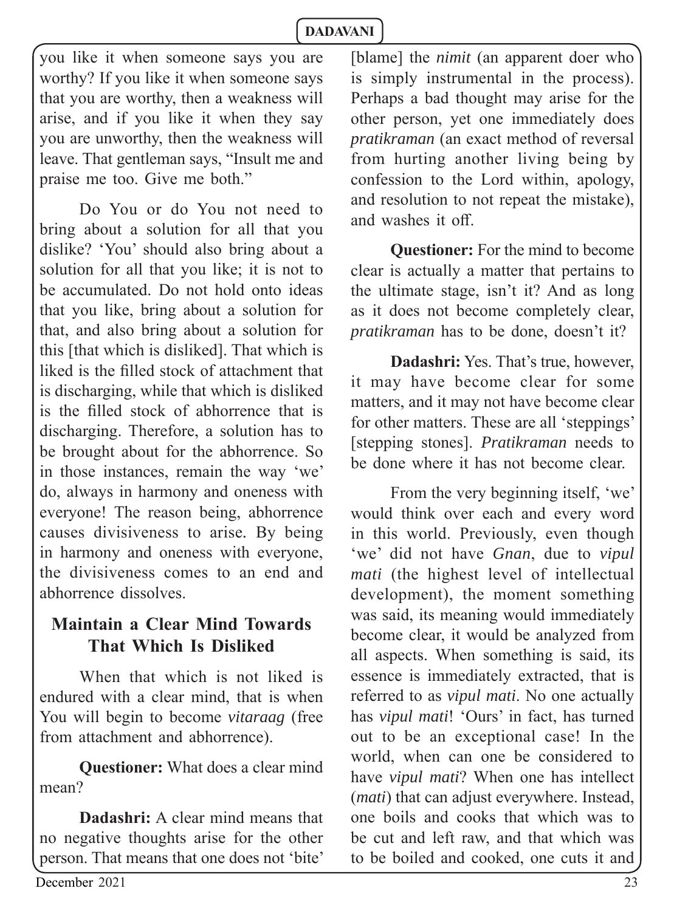you like it when someone says you are worthy? If you like it when someone says that you are worthy, then a weakness will arise, and if you like it when they say you are unworthy, then the weakness will leave. That gentleman says, "Insult me and praise me too. Give me both."

Do You or do You not need to bring about a solution for all that you dislike? 'You' should also bring about a solution for all that you like; it is not to be accumulated. Do not hold onto ideas that you like, bring about a solution for that, and also bring about a solution for this [that which is disliked]. That which is liked is the filled stock of attachment that is discharging, while that which is disliked is the filled stock of abhorrence that is discharging. Therefore, a solution has to be brought about for the abhorrence. So in those instances, remain the way 'we' do, always in harmony and oneness with everyone! The reason being, abhorrence causes divisiveness to arise. By being in harmony and oneness with everyone, the divisiveness comes to an end and abhorrence dissolves.

## Maintain a Clear Mind Towards That Which Is Disliked

When that which is not liked is endured with a clear mind, that is when You will begin to become *vitaraag* (free from attachment and abhorrence).

**Questioner:** What does a clear mind mean?

**Dadashri:** A clear mind means that no negative thoughts arise for the other person. That means that one does not 'bite' [blame] the *nimit* (an apparent doer who is simply instrumental in the process). Perhaps a bad thought may arise for the other person, yet one immediately does *pratikraman* (an exact method of reversal from hurting another living being by confession to the Lord within, apology, and resolution to not repeat the mistake), and washes it off.

**Questioner:** For the mind to become clear is actually a matter that pertains to the ultimate stage, isn't it? And as long as it does not become completely clear, *pratikraman* has to be done, doesn't it?

**Dadashri:** Yes. That's true, however, it may have become clear for some matters, and it may not have become clear for other matters. These are all 'steppings' [stepping stones]. *Pratikraman* needs to be done where it has not become clear.

From the very beginning itself, 'we' would think over each and every word in this world. Previously, even though 'we' did not have *Gnan*, due to *vipul mati* (the highest level of intellectual development), the moment something was said, its meaning would immediately become clear, it would be analyzed from all aspects. When something is said, its essence is immediately extracted, that is referred to as *vipul mati*. No one actually has *vipul mati*! 'Ours' in fact, has turned out to be an exceptional case! In the world, when can one be considered to have *vipul mati*? When one has intellect (*mati*) that can adjust everywhere. Instead, one boils and cooks that which was to be cut and left raw, and that which was to be boiled and cooked, one cuts it and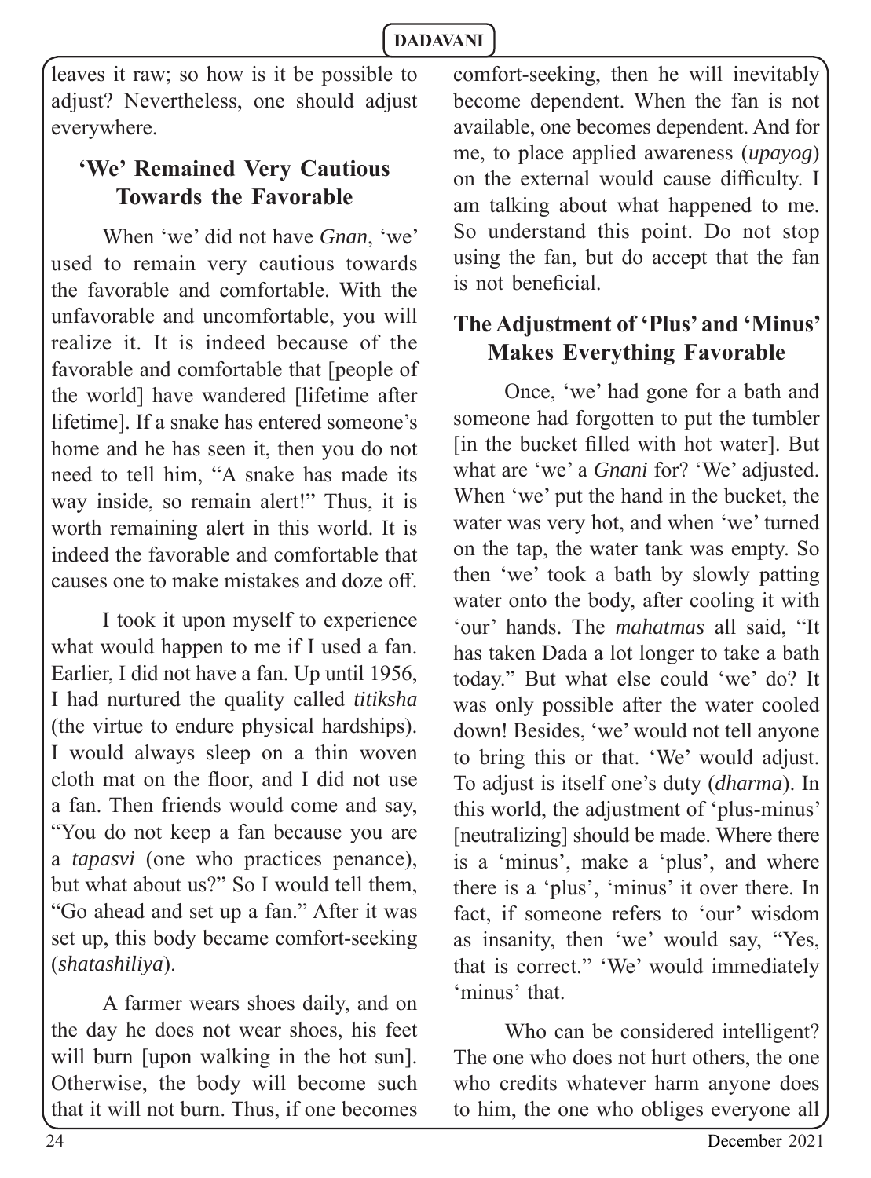leaves it raw; so how is it be possible to adjust? Nevertheless, one should adjust everywhere.

## 'We' Remained Very Cautious Towards the Favorable

When 'we' did not have *Gnan*, 'we' used to remain very cautious towards the favorable and comfortable. With the unfavorable and uncomfortable, you will realize it. It is indeed because of the favorable and comfortable that [people of the world] have wandered [lifetime after lifetime]. If a snake has entered someone's home and he has seen it, then you do not need to tell him, "A snake has made its way inside, so remain alert!" Thus, it is worth remaining alert in this world. It is indeed the favorable and comfortable that causes one to make mistakes and doze off.

I took it upon myself to experience what would happen to me if I used a fan. Earlier, I did not have a fan. Up until 1956, I had nurtured the quality called *titiksha* (the virtue to endure physical hardships). I would always sleep on a thin woven cloth mat on the floor, and I did not use a fan. Then friends would come and say, "You do not keep a fan because you are a *tapasvi* (one who practices penance), but what about us?" So I would tell them, "Go ahead and set up a fan." After it was set up, this body became comfort-seeking (*shatashiliya*).

A farmer wears shoes daily, and on the day he does not wear shoes, his feet will burn [upon walking in the hot sun]. Otherwise, the body will become such that it will not burn. Thus, if one becomes comfort-seeking, then he will inevitably become dependent. When the fan is not available, one becomes dependent. And for me, to place applied awareness (*upayog*) on the external would cause difficulty. I am talking about what happened to me. So understand this point. Do not stop using the fan, but do accept that the fan is not beneficial.

## The Adjustment of 'Plus' and 'Minus' Makes Everything Favorable

Once, 'we' had gone for a bath and someone had forgotten to put the tumbler [in the bucket filled with hot water]. But what are 'we' a *Gnani* for? 'We' adjusted. When 'we' put the hand in the bucket, the water was very hot, and when 'we' turned on the tap, the water tank was empty. So then 'we' took a bath by slowly patting water onto the body, after cooling it with 'our' hands. The *mahatmas* all said, "It has taken Dada a lot longer to take a bath today." But what else could 'we' do? It was only possible after the water cooled down! Besides, 'we' would not tell anyone to bring this or that. 'We' would adjust. To adjust is itself one's duty (*dharma*). In this world, the adjustment of 'plus-minus' [neutralizing] should be made. Where there is a 'minus', make a 'plus', and where there is a 'plus', 'minus' it over there. In fact, if someone refers to 'our' wisdom as insanity, then 'we' would say, "Yes, that is correct." 'We' would immediately 'minus' that.

Who can be considered intelligent? The one who does not hurt others, the one who credits whatever harm anyone does to him, the one who obliges everyone all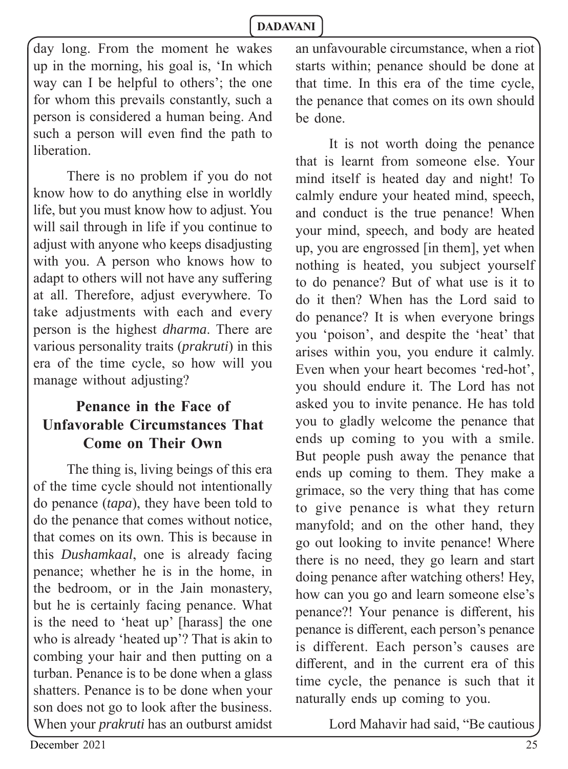day long. From the moment he wakes up in the morning, his goal is, 'In which way can I be helpful to others'; the one for whom this prevails constantly, such a person is considered a human being. And such a person will even find the path to liberation.

There is no problem if you do not know how to do anything else in worldly life, but you must know how to adjust. You will sail through in life if you continue to adjust with anyone who keeps disadjusting with you. A person who knows how to adapt to others will not have any suffering at all. Therefore, adjust everywhere. To take adjustments with each and every person is the highest *dharma*. There are various personality traits (*prakruti*) in this era of the time cycle, so how will you manage without adjusting?

## Penance in the Face of Unfavorable Circumstances That Come on Their Own

The thing is, living beings of this era of the time cycle should not intentionally do penance (*tapa*), they have been told to do the penance that comes without notice, that comes on its own. This is because in this *Dushamkaal*, one is already facing penance; whether he is in the home, in the bedroom, or in the Jain monastery, but he is certainly facing penance. What is the need to 'heat up' [harass] the one who is already 'heated up'? That is akin to combing your hair and then putting on a turban. Penance is to be done when a glass shatters. Penance is to be done when your son does not go to look after the business. When your *prakruti* has an outburst amidst an unfavourable circumstance, when a riot starts within; penance should be done at that time. In this era of the time cycle, the penance that comes on its own should be done.

It is not worth doing the penance that is learnt from someone else. Your mind itself is heated day and night! To calmly endure your heated mind, speech, and conduct is the true penance! When your mind, speech, and body are heated up, you are engrossed [in them], yet when nothing is heated, you subject yourself to do penance? But of what use is it to do it then? When has the Lord said to do penance? It is when everyone brings you 'poison', and despite the 'heat' that arises within you, you endure it calmly. Even when your heart becomes 'red-hot', you should endure it. The Lord has not asked you to invite penance. He has told you to gladly welcome the penance that ends up coming to you with a smile. But people push away the penance that ends up coming to them. They make a grimace, so the very thing that has come to give penance is what they return manyfold; and on the other hand, they go out looking to invite penance! Where there is no need, they go learn and start doing penance after watching others! Hey, how can you go and learn someone else's penance?! Your penance is different, his penance is different, each person's penance is different. Each person's causes are different, and in the current era of this time cycle, the penance is such that it naturally ends up coming to you.

Lord Mahavir had said, "Be cautious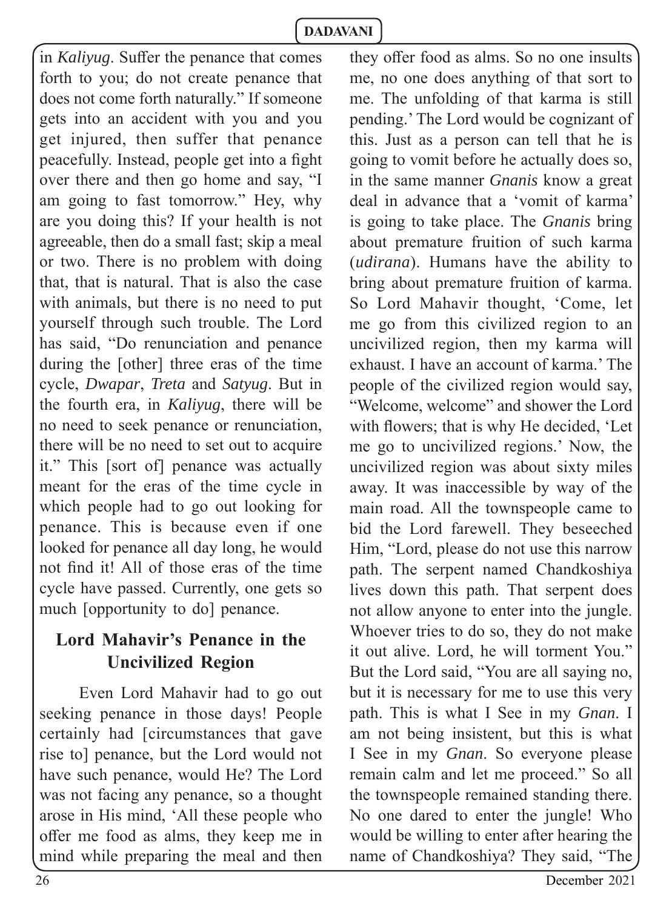in *Kaliyug*. Suffer the penance that comes forth to you; do not create penance that does not come forth naturally." If someone gets into an accident with you and you get injured, then suffer that penance peacefully. Instead, people get into a fight over there and then go home and say, "I am going to fast tomorrow." Hey, why are you doing this? If your health is not agreeable, then do a small fast; skip a meal or two. There is no problem with doing that, that is natural. That is also the case with animals, but there is no need to put yourself through such trouble. The Lord has said, "Do renunciation and penance during the [other] three eras of the time cycle, *Dwapar*, *Treta* and *Satyug*. But in the fourth era, in *Kaliyug*, there will be no need to seek penance or renunciation, there will be no need to set out to acquire it." This [sort of] penance was actually meant for the eras of the time cycle in which people had to go out looking for penance. This is because even if one looked for penance all day long, he would not find it! All of those eras of the time cycle have passed. Currently, one gets so much [opportunity to do] penance.

## Lord Mahavir's Penance in the Uncivilized Region

Even Lord Mahavir had to go out seeking penance in those days! People certainly had [circumstances that gave rise to] penance, but the Lord would not have such penance, would He? The Lord was not facing any penance, so a thought arose in His mind, 'All these people who offer me food as alms, they keep me in mind while preparing the meal and then they offer food as alms. So no one insults me, no one does anything of that sort to me. The unfolding of that karma is still pending.' The Lord would be cognizant of this. Just as a person can tell that he is going to vomit before he actually does so, in the same manner *Gnanis* know a great deal in advance that a 'vomit of karma' is going to take place. The *Gnanis* bring about premature fruition of such karma (*udirana*). Humans have the ability to bring about premature fruition of karma. So Lord Mahavir thought, 'Come, let me go from this civilized region to an uncivilized region, then my karma will exhaust. I have an account of karma.' The people of the civilized region would say, "Welcome, welcome" and shower the Lord with flowers; that is why He decided, 'Let me go to uncivilized regions.' Now, the uncivilized region was about sixty miles away. It was inaccessible by way of the main road. All the townspeople came to bid the Lord farewell. They beseeched Him, "Lord, please do not use this narrow path. The serpent named Chandkoshiya lives down this path. That serpent does not allow anyone to enter into the jungle. Whoever tries to do so, they do not make it out alive. Lord, he will torment You." But the Lord said, "You are all saying no, but it is necessary for me to use this very path. This is what I See in my *Gnan*. I am not being insistent, but this is what I See in my *Gnan*. So everyone please remain calm and let me proceed." So all the townspeople remained standing there. No one dared to enter the jungle! Who would be willing to enter after hearing the name of Chandkoshiya? They said, "The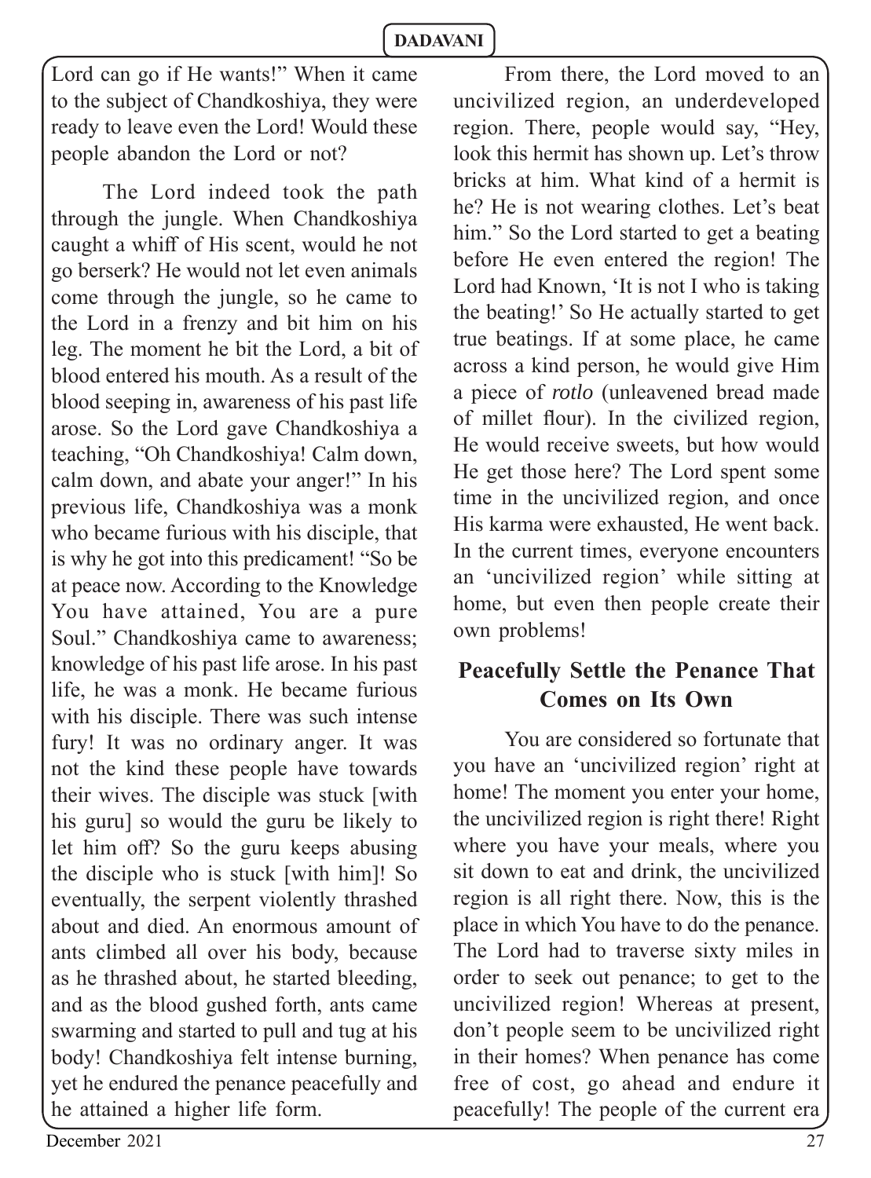Lord can go if He wants!" When it came to the subject of Chandkoshiya, they were ready to leave even the Lord! Would these people abandon the Lord or not?

The Lord indeed took the path through the jungle. When Chandkoshiya caught a whiff of His scent, would he not go berserk? He would not let even animals come through the jungle, so he came to the Lord in a frenzy and bit him on his leg. The moment he bit the Lord, a bit of blood entered his mouth. As a result of the blood seeping in, awareness of his past life arose. So the Lord gave Chandkoshiya a teaching, "Oh Chandkoshiya! Calm down, calm down, and abate your anger!" In his previous life, Chandkoshiya was a monk who became furious with his disciple, that is why he got into this predicament! "So be at peace now. According to the Knowledge You have attained, You are a pure Soul." Chandkoshiya came to awareness; knowledge of his past life arose. In his past life, he was a monk. He became furious with his disciple. There was such intense fury! It was no ordinary anger. It was not the kind these people have towards their wives. The disciple was stuck [with his guru] so would the guru be likely to let him off? So the guru keeps abusing the disciple who is stuck [with him]! So eventually, the serpent violently thrashed about and died. An enormous amount of ants climbed all over his body, because as he thrashed about, he started bleeding, and as the blood gushed forth, ants came swarming and started to pull and tug at his body! Chandkoshiya felt intense burning, yet he endured the penance peacefully and he attained a higher life form.

From there, the Lord moved to an uncivilized region, an underdeveloped region. There, people would say, "Hey, look this hermit has shown up. Let's throw bricks at him. What kind of a hermit is he? He is not wearing clothes. Let's beat him." So the Lord started to get a beating before He even entered the region! The Lord had Known, 'It is not I who is taking the beating!' So He actually started to get true beatings. If at some place, he came across a kind person, he would give Him a piece of *rotlo* (unleavened bread made of millet flour). In the civilized region, He would receive sweets, but how would He get those here? The Lord spent some time in the uncivilized region, and once His karma were exhausted, He went back. In the current times, everyone encounters an 'uncivilized region' while sitting at home, but even then people create their own problems!

## Peacefully Settle the Penance That Comes on Its Own

You are considered so fortunate that you have an 'uncivilized region' right at home! The moment you enter your home, the uncivilized region is right there! Right where you have your meals, where you sit down to eat and drink, the uncivilized region is all right there. Now, this is the place in which You have to do the penance. The Lord had to traverse sixty miles in order to seek out penance; to get to the uncivilized region! Whereas at present, don't people seem to be uncivilized right in their homes? When penance has come free of cost, go ahead and endure it peacefully! The people of the current era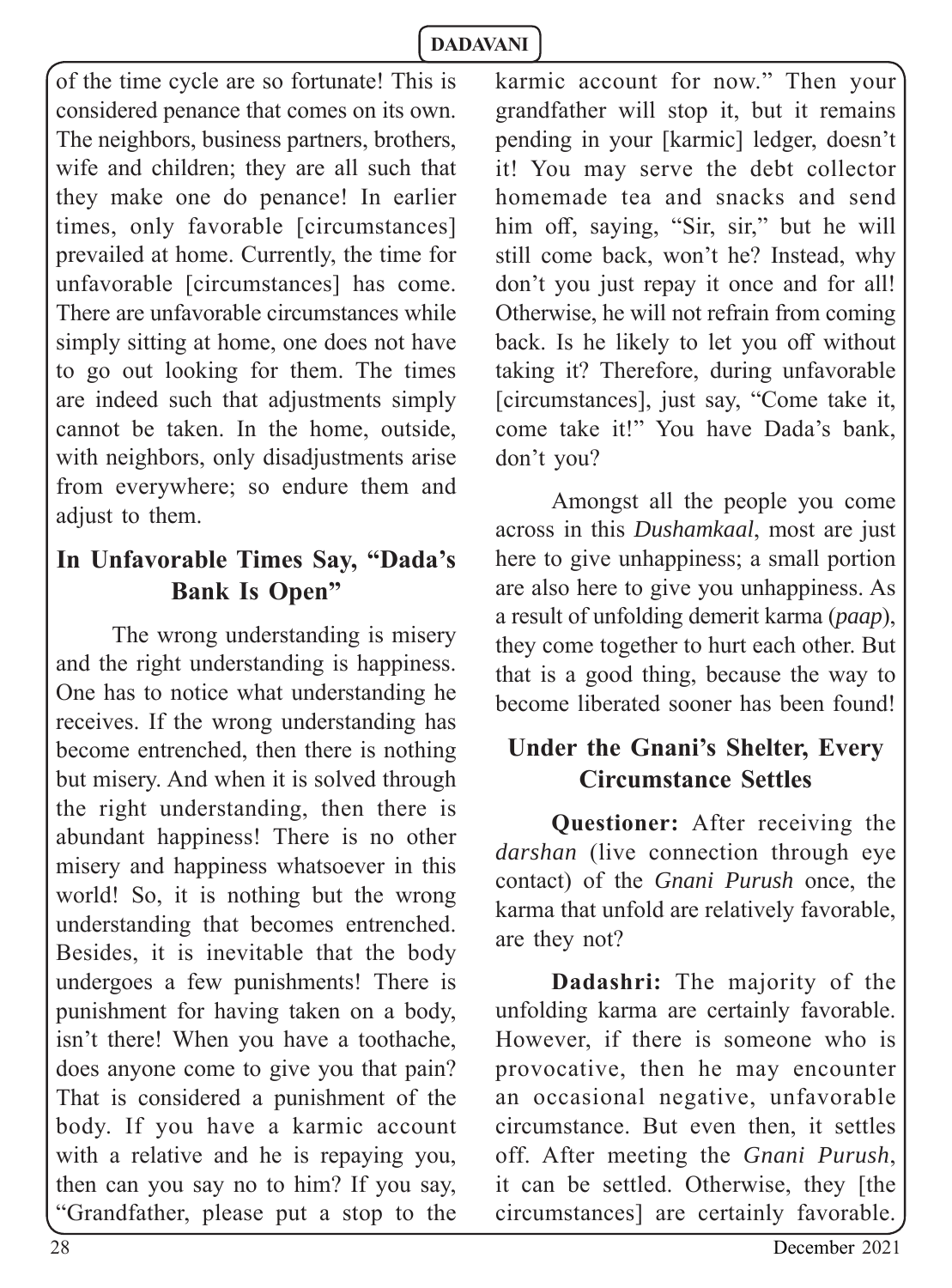of the time cycle are so fortunate! This is considered penance that comes on its own. The neighbors, business partners, brothers, wife and children; they are all such that they make one do penance! In earlier times, only favorable [circumstances] prevailed at home. Currently, the time for unfavorable [circumstances] has come. There are unfavorable circumstances while simply sitting at home, one does not have to go out looking for them. The times are indeed such that adjustments simply cannot be taken. In the home, outside, with neighbors, only disadjustments arise from everywhere; so endure them and adjust to them.

## In Unfavorable Times Say, "Dada's Bank Is Open"

The wrong understanding is misery and the right understanding is happiness. One has to notice what understanding he receives. If the wrong understanding has become entrenched, then there is nothing but misery. And when it is solved through the right understanding, then there is abundant happiness! There is no other misery and happiness whatsoever in this world! So, it is nothing but the wrong understanding that becomes entrenched. Besides, it is inevitable that the body undergoes a few punishments! There is punishment for having taken on a body, isn't there! When you have a toothache, does anyone come to give you that pain? That is considered a punishment of the body. If you have a karmic account with a relative and he is repaying you, then can you say no to him? If you say, "Grandfather, please put a stop to the karmic account for now." Then your grandfather will stop it, but it remains pending in your [karmic] ledger, doesn't it! You may serve the debt collector homemade tea and snacks and send him off, saying, "Sir, sir," but he will still come back, won't he? Instead, why don't you just repay it once and for all! Otherwise, he will not refrain from coming back. Is he likely to let you off without taking it? Therefore, during unfavorable [circumstances], just say, "Come take it, come take it!" You have Dada's bank, don't you?

Amongst all the people you come across in this *Dushamkaal*, most are just here to give unhappiness; a small portion are also here to give you unhappiness. As a result of unfolding demerit karma (*paap*), they come together to hurt each other. But that is a good thing, because the way to become liberated sooner has been found!

## Under the Gnani's Shelter, Every Circumstance Settles

**Questioner:** After receiving the *darshan* (live connection through eye contact) of the *Gnani Purush* once, the karma that unfold are relatively favorable, are they not?

**Dadashri:** The majority of the unfolding karma are certainly favorable. However, if there is someone who is provocative, then he may encounter an occasional negative, unfavorable circumstance. But even then, it settles off. After meeting the *Gnani Purush*, it can be settled. Otherwise, they [the circumstances] are certainly favorable.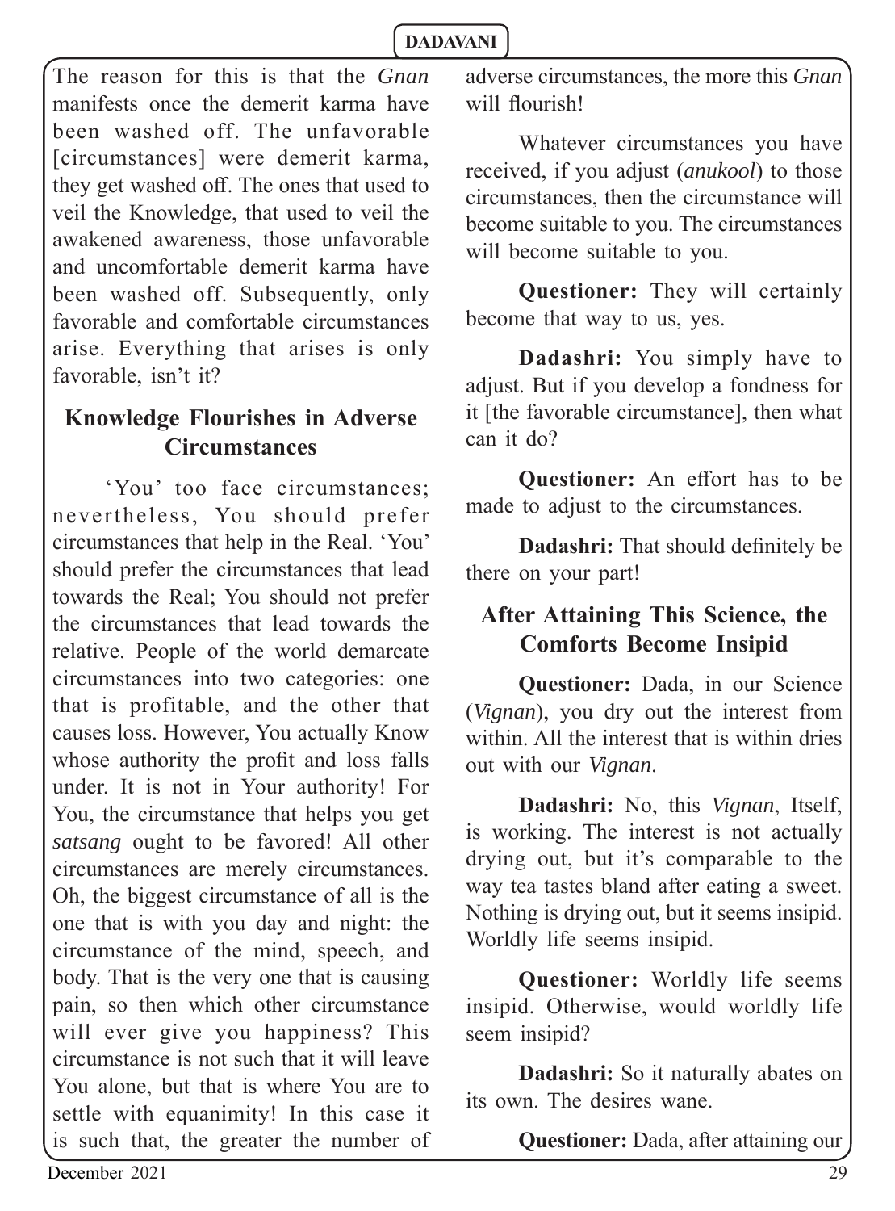The reason for this is that the *Gnan* manifests once the demerit karma have been washed off. The unfavorable [circumstances] were demerit karma, they get washed off. The ones that used to veil the Knowledge, that used to veil the awakened awareness, those unfavorable and uncomfortable demerit karma have been washed off. Subsequently, only favorable and comfortable circumstances arise. Everything that arises is only favorable, isn't it?

## Knowledge Flourishes in Adverse Circumstances

'You' too face circumstances; nevertheless, You should prefer circumstances that help in the Real. 'You' should prefer the circumstances that lead towards the Real; You should not prefer the circumstances that lead towards the relative. People of the world demarcate circumstances into two categories: one that is profitable, and the other that causes loss. However, You actually Know whose authority the profit and loss falls under. It is not in Your authority! For You, the circumstance that helps you get *satsang* ought to be favored! All other circumstances are merely circumstances. Oh, the biggest circumstance of all is the one that is with you day and night: the circumstance of the mind, speech, and body. That is the very one that is causing pain, so then which other circumstance will ever give you happiness? This circumstance is not such that it will leave You alone, but that is where You are to settle with equanimity! In this case it is such that, the greater the number of adverse circumstances, the more this *Gnan* will flourish!

Whatever circumstances you have received, if you adjust (*anukool*) to those circumstances, then the circumstance will become suitable to you. The circumstances will become suitable to you.

**Questioner:** They will certainly become that way to us, yes.

**Dadashri:** You simply have to adjust. But if you develop a fondness for it [the favorable circumstance], then what can it do?

**Questioner:** An effort has to be made to adjust to the circumstances.

**Dadashri:** That should definitely be there on your part!

## After Attaining This Science, the Comforts Become Insipid

**Questioner:** Dada, in our Science (*Vignan*), you dry out the interest from within. All the interest that is within dries out with our *Vignan*.

**Dadashri:** No, this *Vignan*, Itself, is working. The interest is not actually drying out, but it's comparable to the way tea tastes bland after eating a sweet. Nothing is drying out, but it seems insipid. Worldly life seems insipid.

**Questioner:** Worldly life seems insipid. Otherwise, would worldly life seem insipid?

**Dadashri:** So it naturally abates on its own. The desires wane.

**Questioner:** Dada, after attaining our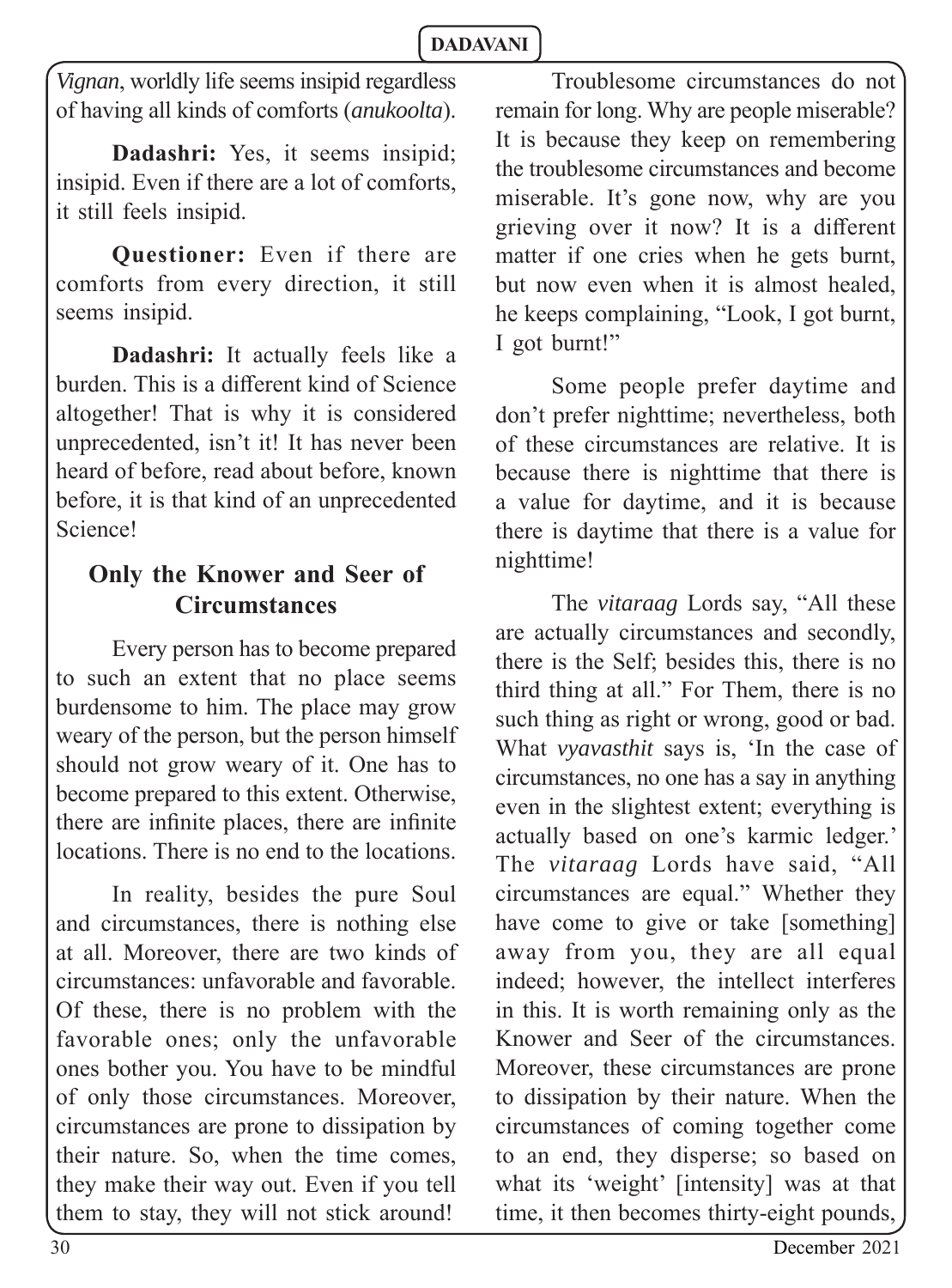*Vignan*, worldly life seems insipid regardless of having all kinds of comforts (*anukoolta*).

**Dadashri:** Yes, it seems insipid; insipid. Even if there are a lot of comforts, it still feels insipid.

**Questioner:** Even if there are comforts from every direction, it still seems insipid.

**Dadashri:** It actually feels like a burden. This is a different kind of Science altogether! That is why it is considered unprecedented, isn't it! It has never been heard of before, read about before, known before, it is that kind of an unprecedented Science!

## Only the Knower and Seer of Circumstances

Every person has to become prepared to such an extent that no place seems burdensome to him. The place may grow weary of the person, but the person himself should not grow weary of it. One has to become prepared to this extent. Otherwise, there are infinite places, there are infinite locations. There is no end to the locations.

In reality, besides the pure Soul and circumstances, there is nothing else at all. Moreover, there are two kinds of circumstances: unfavorable and favorable. Of these, there is no problem with the favorable ones; only the unfavorable ones bother you. You have to be mindful of only those circumstances. Moreover, circumstances are prone to dissipation by their nature. So, when the time comes, they make their way out. Even if you tell them to stay, they will not stick around!

Troublesome circumstances do not remain for long. Why are people miserable? It is because they keep on remembering the troublesome circumstances and become miserable. It's gone now, why are you grieving over it now? It is a different matter if one cries when he gets burnt, but now even when it is almost healed, he keeps complaining, "Look, I got burnt, I got burnt!"

Some people prefer daytime and don't prefer nighttime; nevertheless, both of these circumstances are relative. It is because there is nighttime that there is a value for daytime, and it is because there is daytime that there is a value for nighttime!

The *vitaraag* Lords say, "All these are actually circumstances and secondly, there is the Self; besides this, there is no third thing at all." For Them, there is no such thing as right or wrong, good or bad. What *vyavasthit* says is, 'In the case of circumstances, no one has a say in anything even in the slightest extent; everything is actually based on one's karmic ledger.' The *vitaraag* Lords have said, "All circumstances are equal." Whether they have come to give or take [something] away from you, they are all equal indeed; however, the intellect interferes in this. It is worth remaining only as the Knower and Seer of the circumstances. Moreover, these circumstances are prone to dissipation by their nature. When the circumstances of coming together come to an end, they disperse; so based on what its 'weight' [intensity] was at that time, it then becomes thirty-eight pounds,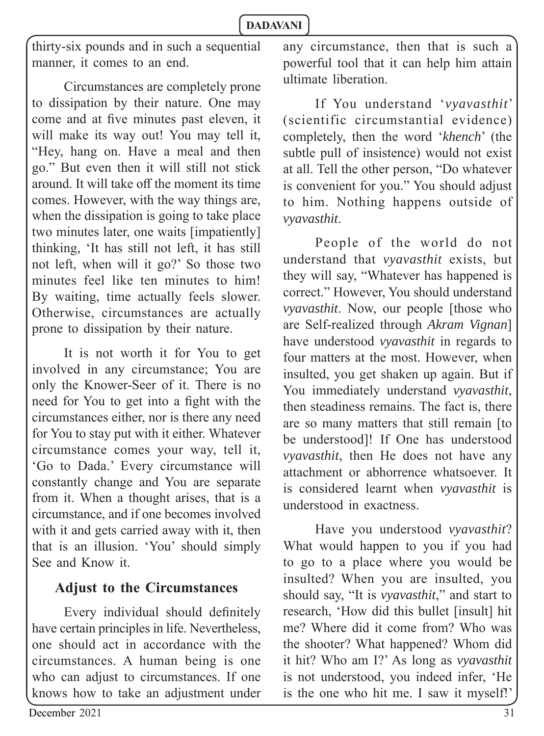thirty-six pounds and in such a sequential manner, it comes to an end.

Circumstances are completely prone to dissipation by their nature. One may come and at five minutes past eleven, it will make its way out! You may tell it, "Hey, hang on. Have a meal and then go." But even then it will still not stick around. It will take off the moment its time comes. However, with the way things are, when the dissipation is going to take place two minutes later, one waits [impatiently] thinking, 'It has still not left, it has still not left, when will it go?' So those two minutes feel like ten minutes to him! By waiting, time actually feels slower. Otherwise, circumstances are actually prone to dissipation by their nature.

It is not worth it for You to get involved in any circumstance; You are only the Knower-Seer of it. There is no need for You to get into a fight with the circumstances either, nor is there any need for You to stay put with it either. Whatever circumstance comes your way, tell it, 'Go to Dada.' Every circumstance will constantly change and You are separate from it. When a thought arises, that is a circumstance, and if one becomes involved with it and gets carried away with it, then that is an illusion. 'You' should simply See and Know it.

## Adjust to the Circumstances

Every individual should definitely have certain principles in life. Nevertheless, one should act in accordance with the circumstances. A human being is one who can adjust to circumstances. If one knows how to take an adjustment under any circumstance, then that is such a powerful tool that it can help him attain ultimate liberation.

If You understand '*vyavasthit*' (scientific circumstantial evidence) completely, then the word '*khench*' (the subtle pull of insistence) would not exist at all. Tell the other person, "Do whatever is convenient for you." You should adjust to him. Nothing happens outside of *vyavasthit*.

People of the world do not understand that *vyavasthit* exists, but they will say, "Whatever has happened is correct." However, You should understand *vyavasthit*. Now, our people [those who are Self-realized through *Akram Vignan*] have understood *vyavasthit* in regards to four matters at the most. However, when insulted, you get shaken up again. But if You immediately understand *vyavasthit*, then steadiness remains. The fact is, there are so many matters that still remain [to be understood]! If One has understood *vyavasthit*, then He does not have any attachment or abhorrence whatsoever. It is considered learnt when *vyavasthit* is understood in exactness.

Have you understood *vyavasthit*? What would happen to you if you had to go to a place where you would be insulted? When you are insulted, you should say, "It is *vyavasthit*," and start to research, 'How did this bullet [insult] hit me? Where did it come from? Who was the shooter? What happened? Whom did it hit? Who am I?' As long as *vyavasthit* is not understood, you indeed infer, 'He is the one who hit me. I saw it myself!'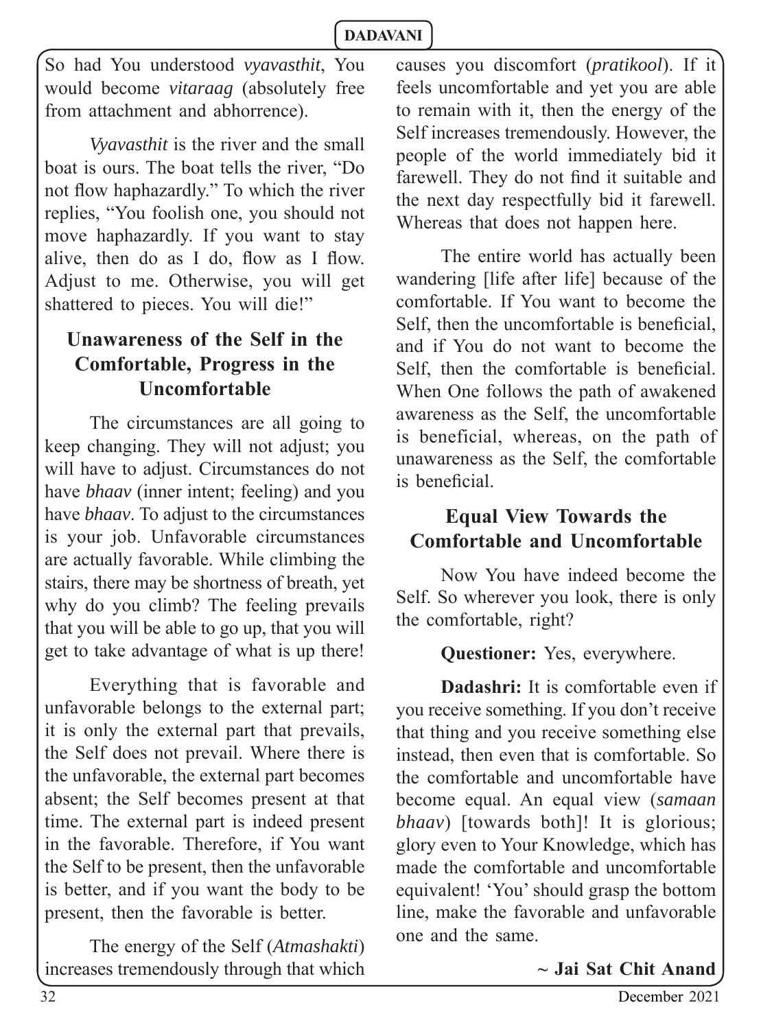So had You understood *vyavasthit*, You would become *vitaraag* (absolutely free from attachment and abhorrence).

*Vyavasthit* is the river and the small boat is ours. The boat tells the river, "Do not flow haphazardly." To which the river replies, "You foolish one, you should not move haphazardly. If you want to stay alive, then do as I do, flow as I flow. Adjust to me. Otherwise, you will get shattered to pieces. You will die!"

## Unawareness of the Self in the Comfortable, Progress in the Uncomfortable

The circumstances are all going to keep changing. They will not adjust; you will have to adjust. Circumstances do not have *bhaav* (inner intent; feeling) and you have *bhaav*. To adjust to the circumstances is your job. Unfavorable circumstances are actually favorable. While climbing the stairs, there may be shortness of breath, yet why do you climb? The feeling prevails that you will be able to go up, that you will get to take advantage of what is up there!

Everything that is favorable and unfavorable belongs to the external part; it is only the external part that prevails, the Self does not prevail. Where there is the unfavorable, the external part becomes absent; the Self becomes present at that time. The external part is indeed present in the favorable. Therefore, if You want the Self to be present, then the unfavorable is better, and if you want the body to be present, then the favorable is better.

The energy of the Self (*Atmashakti*) increases tremendously through that which causes you discomfort (*pratikool*). If it feels uncomfortable and yet you are able to remain with it, then the energy of the Self increases tremendously. However, the people of the world immediately bid it farewell. They do not find it suitable and the next day respectfully bid it farewell. Whereas that does not happen here.

The entire world has actually been wandering [life after life] because of the comfortable. If You want to become the Self, then the uncomfortable is beneficial, and if You do not want to become the Self, then the comfortable is beneficial. When One follows the path of awakened awareness as the Self, the uncomfortable is beneficial, whereas, on the path of unawareness as the Self, the comfortable is beneficial.

## Equal View Towards the Comfortable and Uncomfortable

Now You have indeed become the Self. So wherever you look, there is only the comfortable, right?

**Questioner:** Yes, everywhere.

**Dadashri:** It is comfortable even if you receive something. If you don't receive that thing and you receive something else instead, then even that is comfortable. So the comfortable and uncomfortable have become equal. An equal view (*samaan bhaav*) [towards both]! It is glorious; glory even to Your Knowledge, which has made the comfortable and uncomfortable equivalent! 'You' should grasp the bottom line, make the favorable and unfavorable one and the same.

**~ Jai Sat Chit Anand**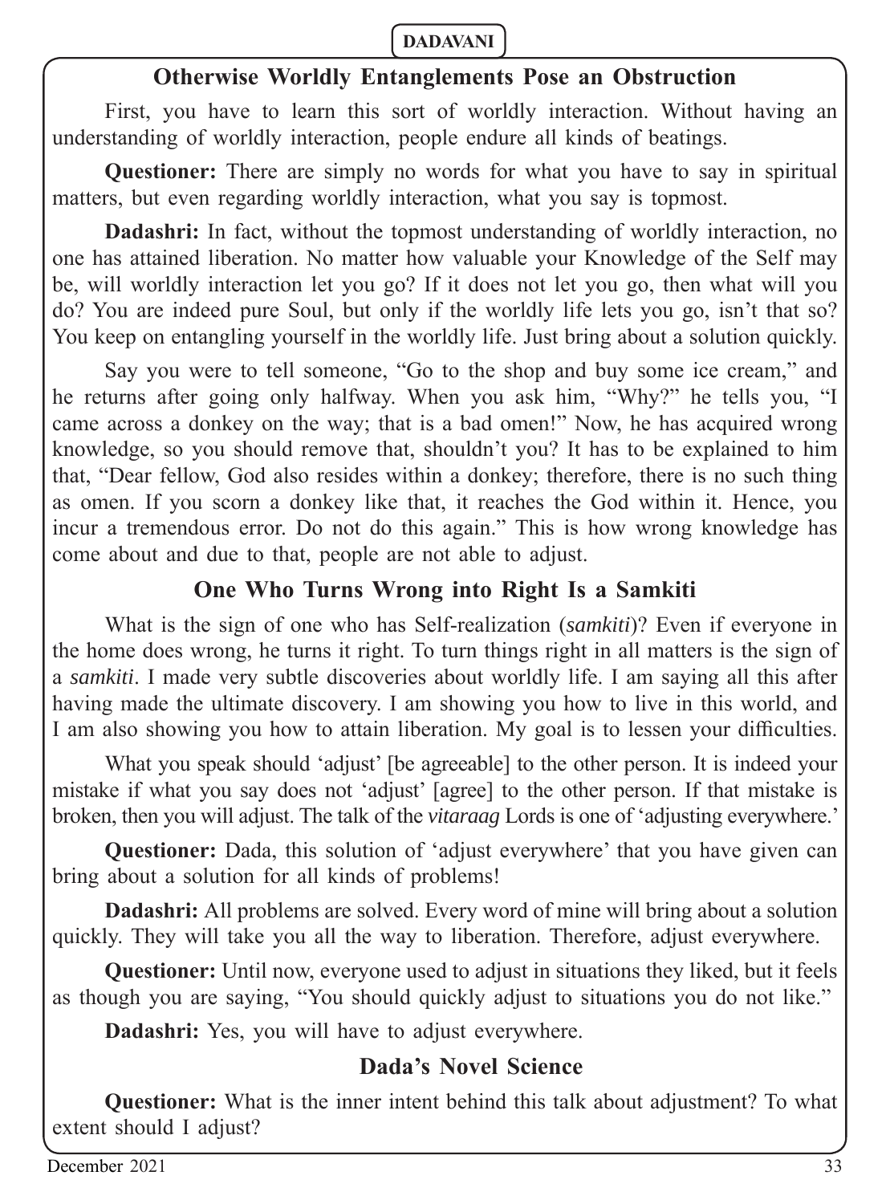## Otherwise Worldly Entanglements Pose an Obstruction

First, you have to learn this sort of worldly interaction. Without having an understanding of worldly interaction, people endure all kinds of beatings.

**Questioner:** There are simply no words for what you have to say in spiritual matters, but even regarding worldly interaction, what you say is topmost.

**Dadashri:** In fact, without the topmost understanding of worldly interaction, no one has attained liberation. No matter how valuable your Knowledge of the Self may be, will worldly interaction let you go? If it does not let you go, then what will you do? You are indeed pure Soul, but only if the worldly life lets you go, isn't that so? You keep on entangling yourself in the worldly life. Just bring about a solution quickly.

Say you were to tell someone, "Go to the shop and buy some ice cream," and he returns after going only halfway. When you ask him, "Why?" he tells you, "I came across a donkey on the way; that is a bad omen!" Now, he has acquired wrong knowledge, so you should remove that, shouldn't you? It has to be explained to him that, "Dear fellow, God also resides within a donkey; therefore, there is no such thing as omen. If you scorn a donkey like that, it reaches the God within it. Hence, you incur a tremendous error. Do not do this again." This is how wrong knowledge has come about and due to that, people are not able to adjust.

## One Who Turns Wrong into Right Is a Samkiti

What is the sign of one who has Self-realization (*samkiti*)? Even if everyone in the home does wrong, he turns it right. To turn things right in all matters is the sign of a *samkiti*. I made very subtle discoveries about worldly life. I am saying all this after having made the ultimate discovery. I am showing you how to live in this world, and I am also showing you how to attain liberation. My goal is to lessen your difficulties.

What you speak should 'adjust' [be agreeable] to the other person. It is indeed your mistake if what you say does not 'adjust' [agree] to the other person. If that mistake is broken, then you will adjust. The talk of the *vitaraag* Lords is one of 'adjusting everywhere.'

**Questioner:** Dada, this solution of 'adjust everywhere' that you have given can bring about a solution for all kinds of problems!

**Dadashri:** All problems are solved. Every word of mine will bring about a solution quickly. They will take you all the way to liberation. Therefore, adjust everywhere.

**Questioner:** Until now, everyone used to adjust in situations they liked, but it feels as though you are saying, "You should quickly adjust to situations you do not like."

**Dadashri:** Yes, you will have to adjust everywhere.

## Dada's Novel Science

**Questioner:** What is the inner intent behind this talk about adjustment? To what extent should I adjust?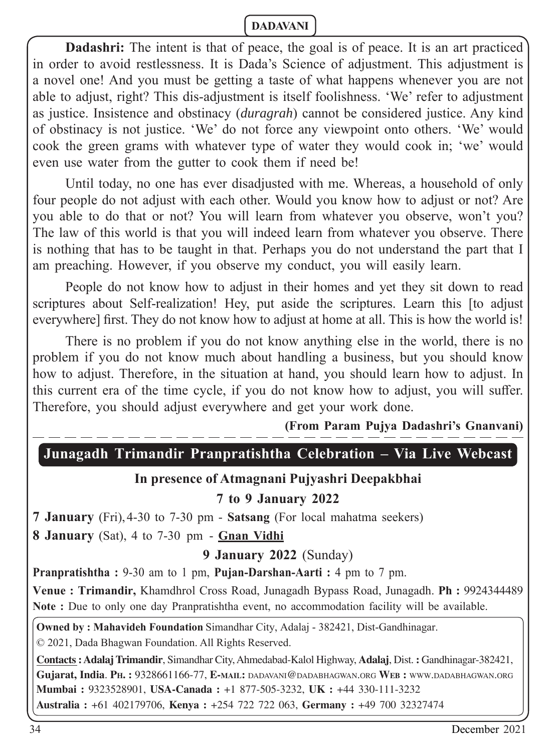**Dadashri:** The intent is that of peace, the goal is of peace. It is an art practiced in order to avoid restlessness. It is Dada's Science of adjustment. This adjustment is a novel one! And you must be getting a taste of what happens whenever you are not able to adjust, right? This dis-adjustment is itself foolishness. 'We' refer to adjustment as justice. Insistence and obstinacy (*duragrah*) cannot be considered justice. Any kind of obstinacy is not justice. 'We' do not force any viewpoint onto others. 'We' would cook the green grams with whatever type of water they would cook in; 'we' would even use water from the gutter to cook them if need be!

Until today, no one has ever disadjusted with me. Whereas, a household of only four people do not adjust with each other. Would you know how to adjust or not? Are you able to do that or not? You will learn from whatever you observe, won't you? The law of this world is that you will indeed learn from whatever you observe. There is nothing that has to be taught in that. Perhaps you do not understand the part that I am preaching. However, if you observe my conduct, you will easily learn.

People do not know how to adjust in their homes and yet they sit down to read scriptures about Self-realization! Hey, put aside the scriptures. Learn this [to adjust everywhere] first. They do not know how to adjust at home at all. This is how the world is!

There is no problem if you do not know anything else in the world, there is no problem if you do not know much about handling a business, but you should know how to adjust. Therefore, in the situation at hand, you should learn how to adjust. In this current era of the time cycle, if you do not know how to adjust, you will suffer. Therefore, you should adjust everywhere and get your work done.

**(From Param Pujya Dadashri's Gnanvani)**

---

## Junagadh Trimandir Pranpratishtha Celebration – Via Live Webcast

**In presence of Atmagnani Pujyashri Deepakbhai**

**7 to 9 January 2022**

**7 January** (Fri), 4-30 to 7-30 pm - **Satsang** (For local mahatma seekers)

**8 January** (Sat), 4 to 7-30 pm - **Gnan Vidhi**

**9 January 2022** (Sunday)

**Pranpratishtha :** 9-30 am to 1 pm, **Pujan-Darshan-Aarti :** 4 pm to 7 pm.

**Venue : Trimandir,** Khamdhrol Cross Road, Junagadh Bypass Road, Junagadh. **Ph :** 9924344489

**Note :** Due to only one day Pranpratishtha event, no accommodation facility will be available.

**Owned by : Mahavideh Foundation** Simandhar City, Adalaj - 382421, Dist-Gandhinagar.

© 2021, Dada Bhagwan Foundation. All Rights Reserved.

**Contacts : Adalaj Trimandir**, Simandhar City, Ahmedabad-Kalol Highway, **Adalaj**, Dist. **:** Gandhinagar-382421, **Gujarat, India**. **Ph. :** 9328661166-77, **E-mail:** dadavani@dadabhagwan.org **Web :** www.dadabhagwan.org

**Mumbai :** 9323528901, **USA-Canada :** +1 877-505-3232, **UK :** +44 330-111-3232

**Australia :** +61 402179706, **Kenya :** +254 722 722 063, **Germany :** +49 700 32327474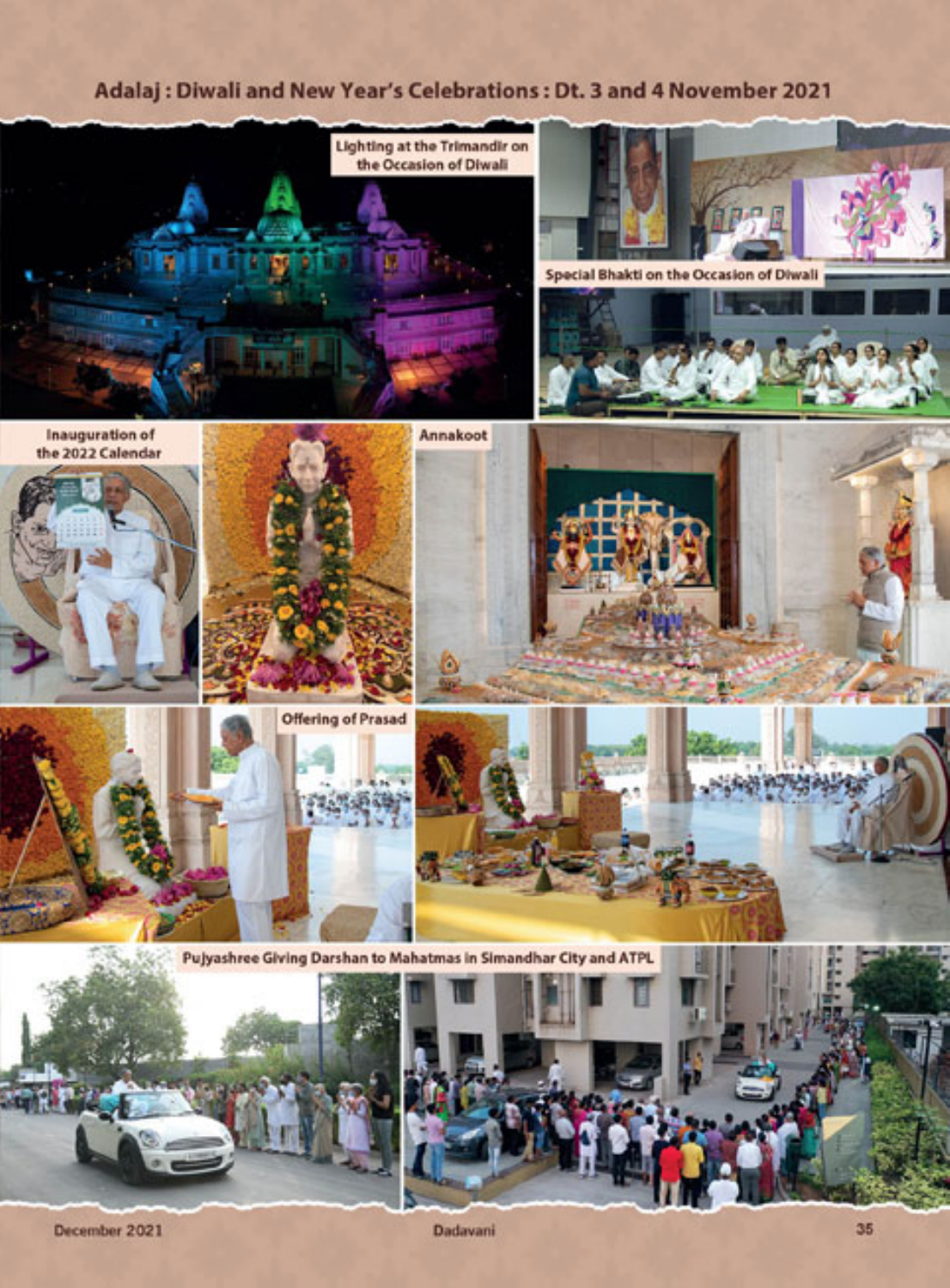# Adalaj : Diwali and New Year's Celebrations : Dt. 3 and 4 November 2021

Lighting at the Trimandir on the Occasion of Diwali

Special Bhakti on the Occasion of Diwali

Inauguration of the 2022 Calendar

Annakoot

Offering of Prasad

Pujyashree Giving Darshan to Mahatmas in Simandhar City and ATPL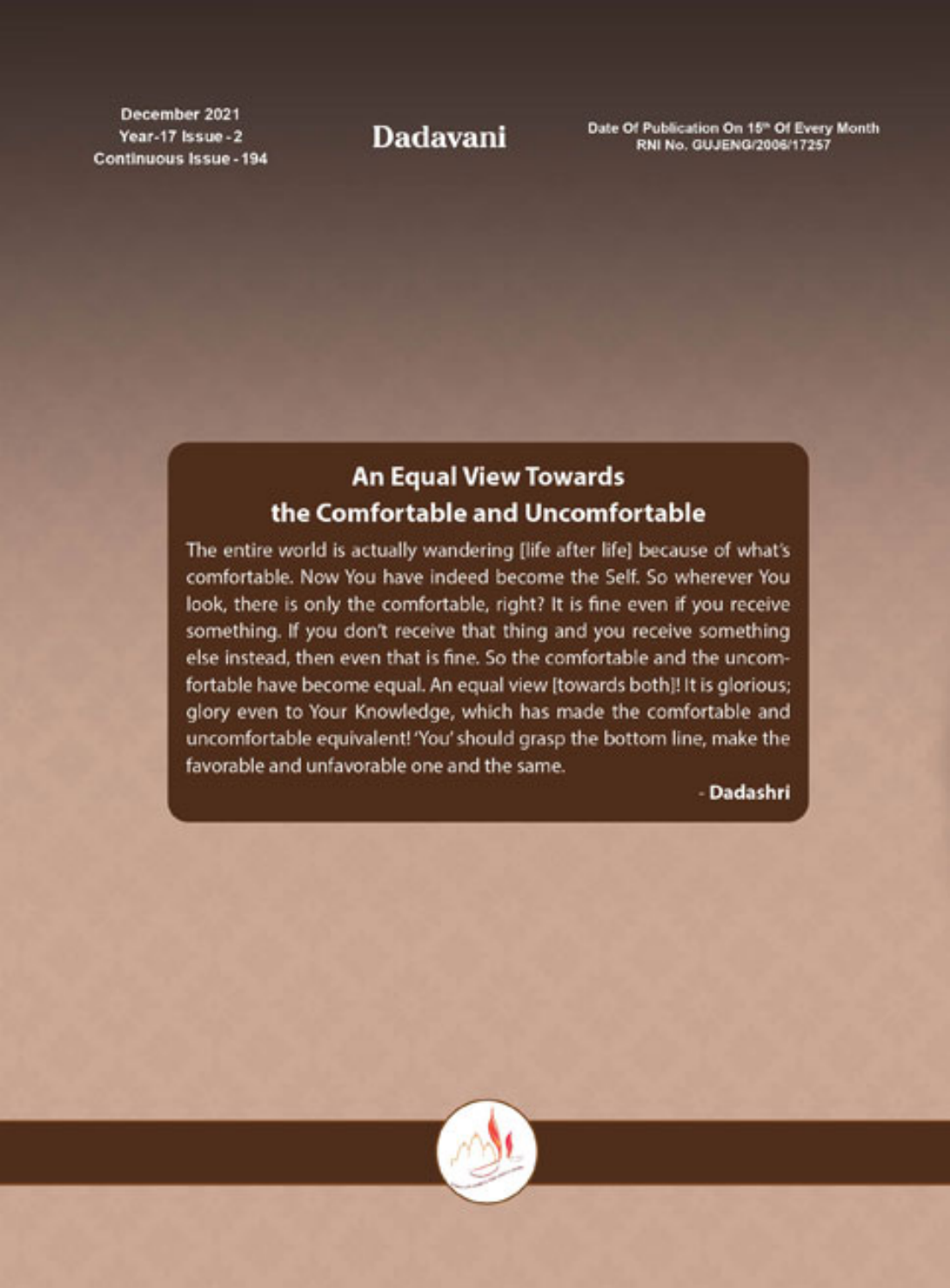December 2021
Year-17 Issue - 2
Continuous Issue - 194

Dadavani

Date Of Publication On 15th Of Every Month
RNI No. GUJENG/2006/17257

## An Equal View Towards the Comfortable and Uncomfortable

The entire world is actually wandering [life after life] because of what's comfortable. Now You have indeed become the Self. So wherever You look, there is only the comfortable, right? It is fine even if you receive something. If you don't receive that thing and you receive something else instead, then even that is fine. So the comfortable and the uncomfortable have become equal. An equal view [towards both]! It is glorious; glory even to Your Knowledge, which has made the comfortable and uncomfortable equivalent! 'You' should grasp the bottom line, make the favorable and unfavorable one and the same.

\- **Dadashri**